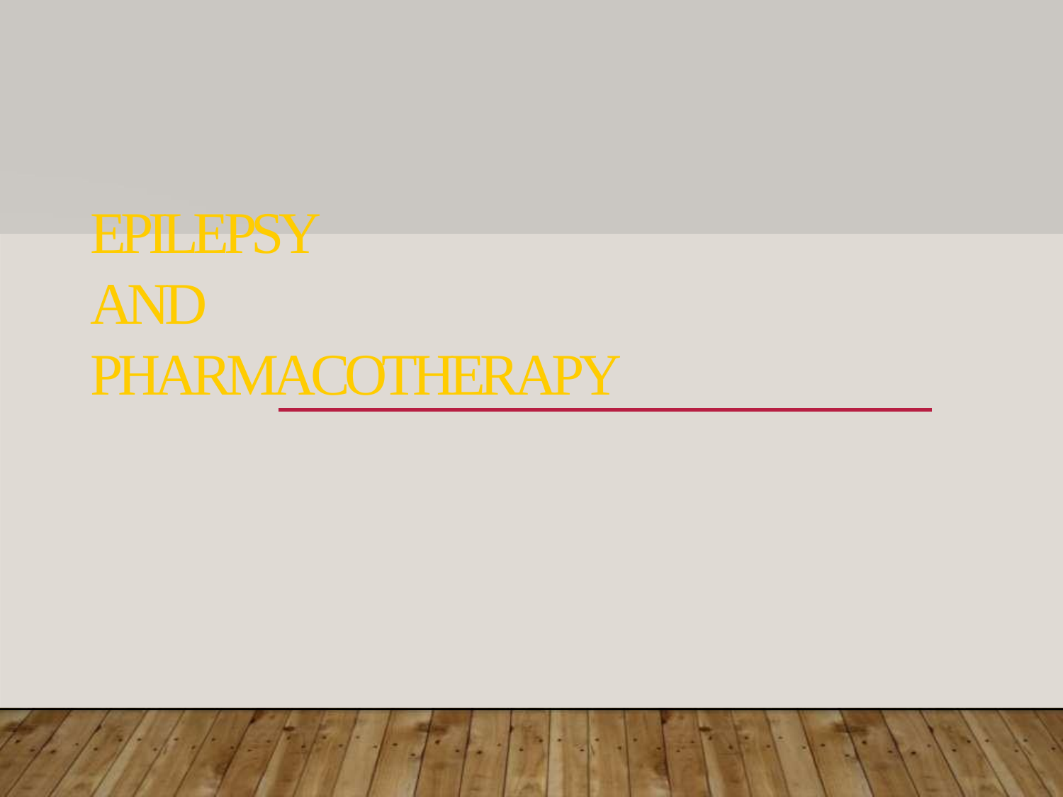# EPILEPSY AND PHARMACOTHERAPY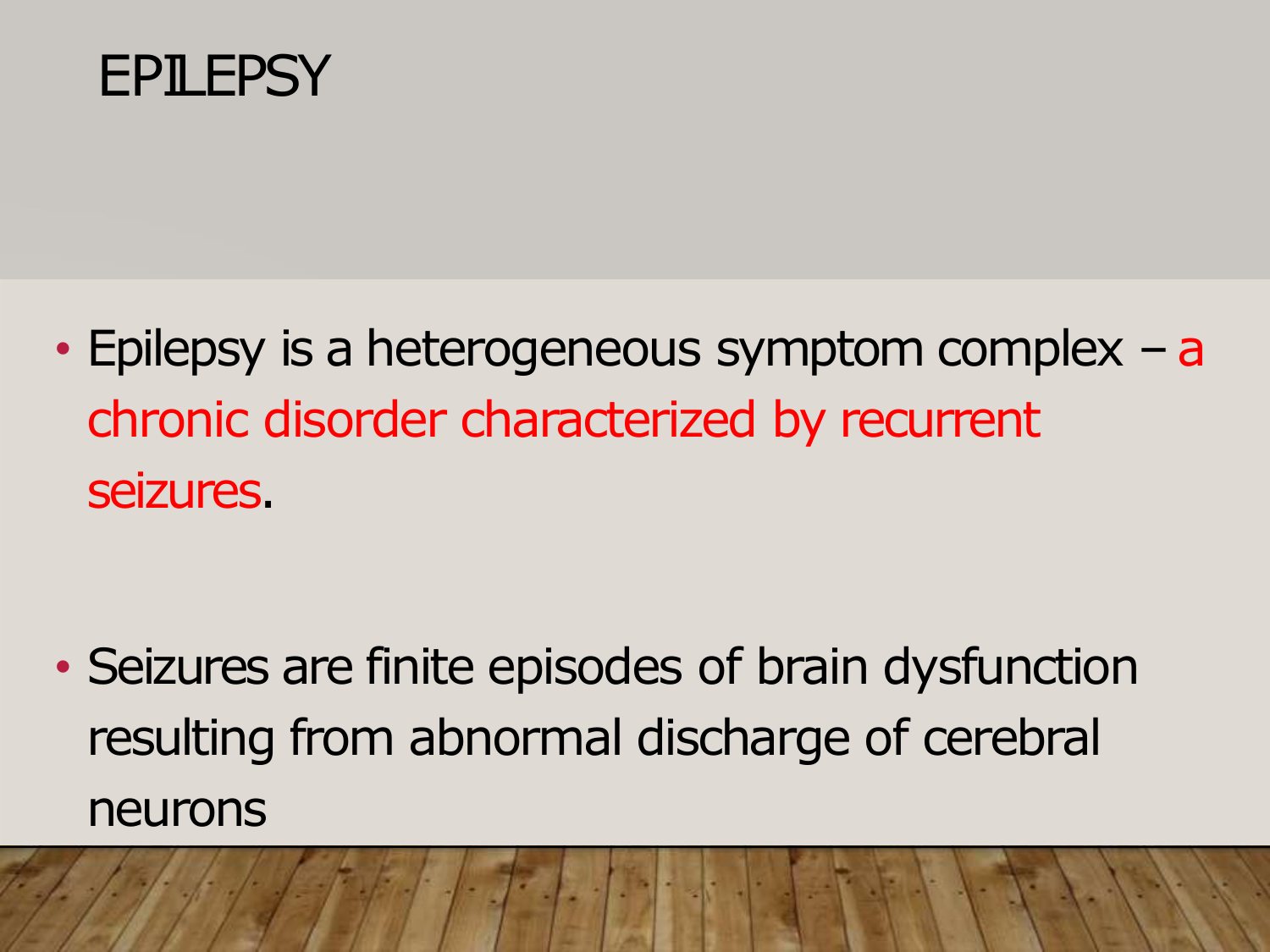# EPILEPSY

- Epilepsy is a heterogeneous symptom complex – a chronic disorder characterized by recurrent seizures.

- Seizures are finite episodes of brain dysfunction resulting from abnormal discharge of cerebral neurons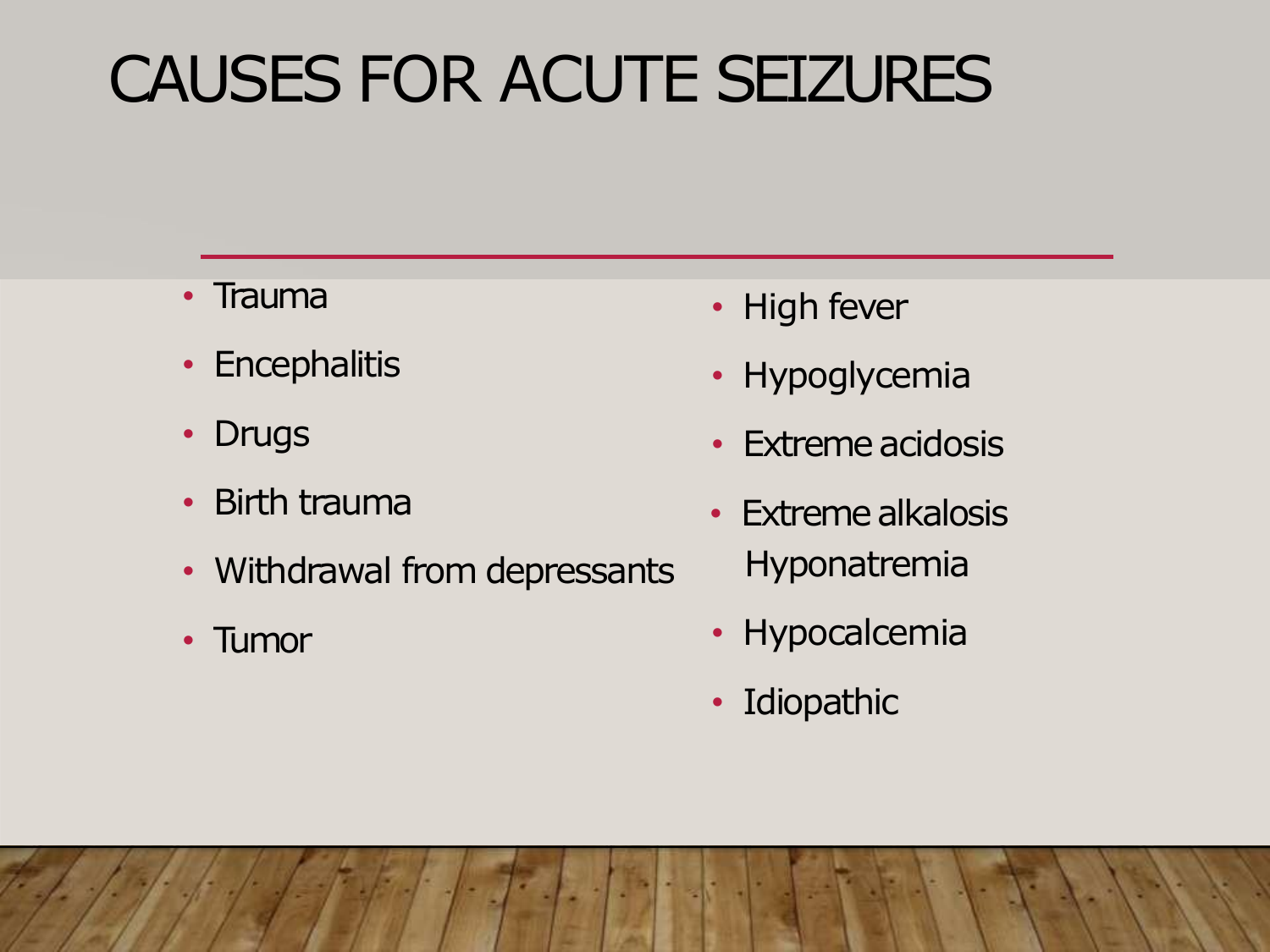# CAUSES FOR ACUTE SEIZURES

- Trauma
- Encephalitis
- Drugs
- Birth trauma
- Withdrawal from depressants
- Tumor

- High fever
- Hypoglycemia
- Extreme acidosis
- Extreme alkalosis
  Hyponatremia
- Hypocalcemia
- Idiopathic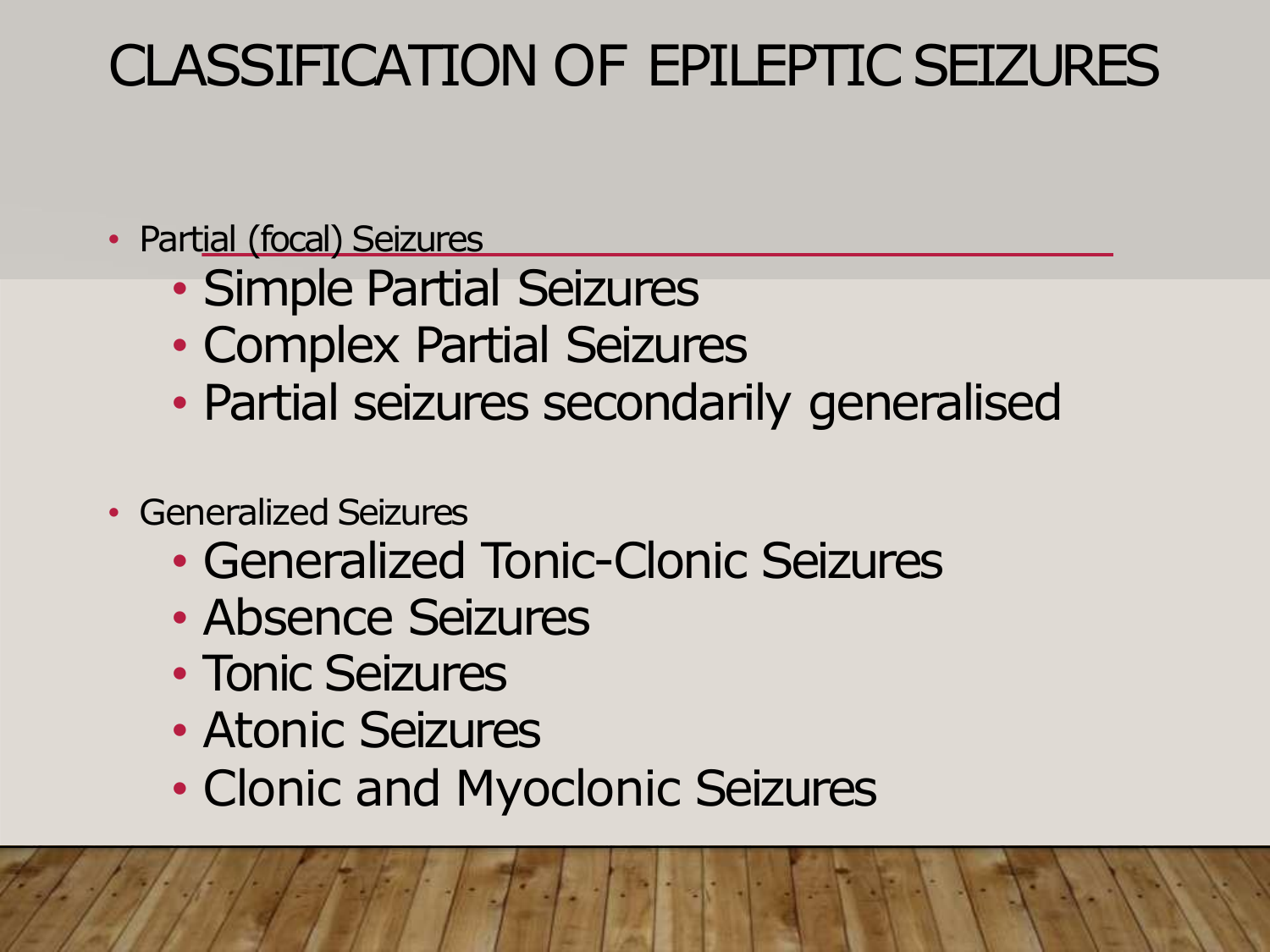# CLASSIFICATION OF EPILEPTIC SEIZURES

- Partial (focal) Seizures
  - Simple Partial Seizures
  - Complex Partial Seizures
  - Partial seizures secondarily generalised
- Generalized Seizures
  - Generalized Tonic-Clonic Seizures
  - Absence Seizures
  - Tonic Seizures
  - Atonic Seizures
  - Clonic and Myoclonic Seizures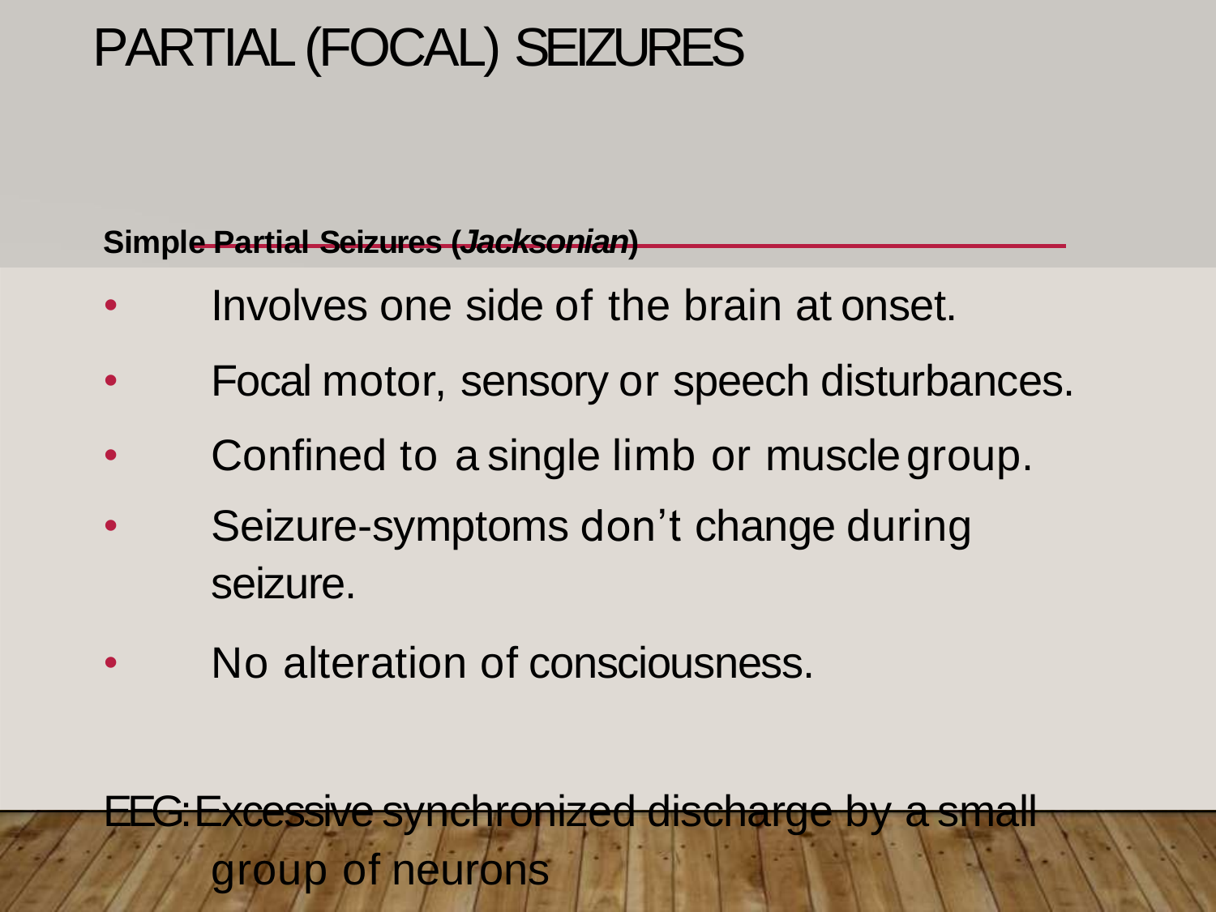# PARTIAL (FOCAL) SEIZURES

**Simple Partial Seizures (*Jacksonian*)**

- Involves one side of the brain at onset.
- Focal motor, sensory or speech disturbances.
- Confined to a single limb or muscle group.
- Seizure-symptoms don't change during seizure.
- No alteration of consciousness.

EEG: Excessive synchronized discharge by a small group of neurons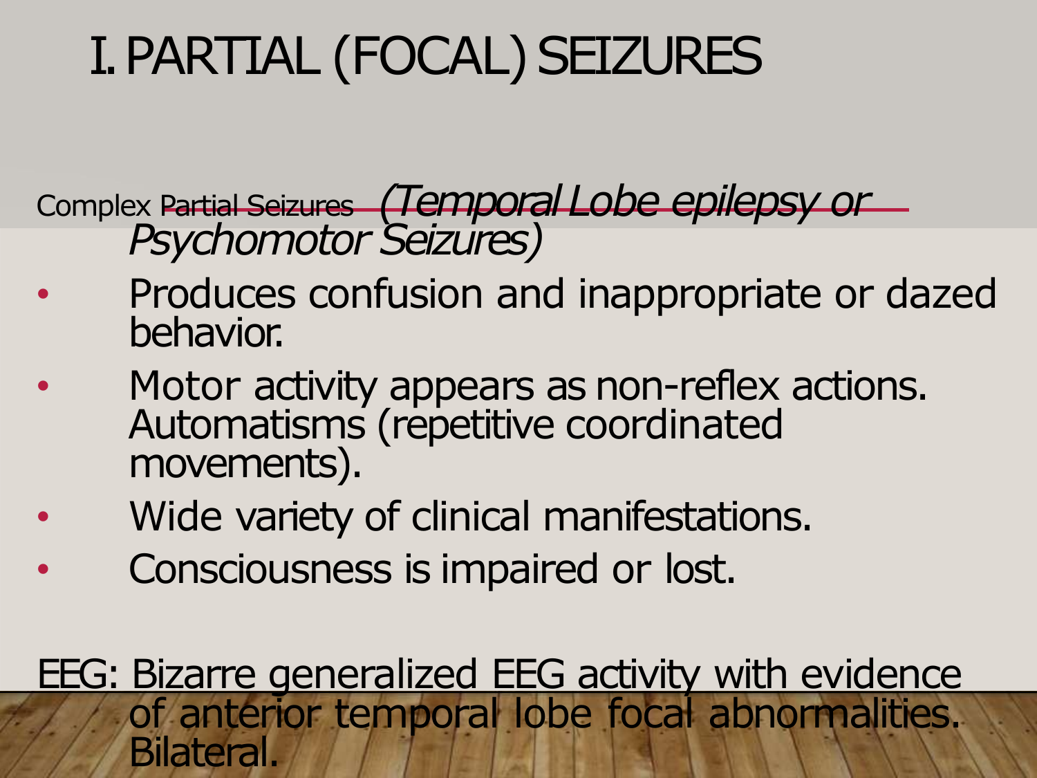# I. PARTIAL (FOCAL) SEIZURES

Complex Partial Seizures *(Temporal Lobe epilepsy or Psychomotor Seizures)*

- Produces confusion and inappropriate or dazed behavior.
- Motor activity appears as non-reflex actions. Automatisms (repetitive coordinated movements).
- Wide variety of clinical manifestations.
- Consciousness is impaired or lost.

EEG: Bizarre generalized EEG activity with evidence of anterior temporal lobe focal abnormalities. Bilateral.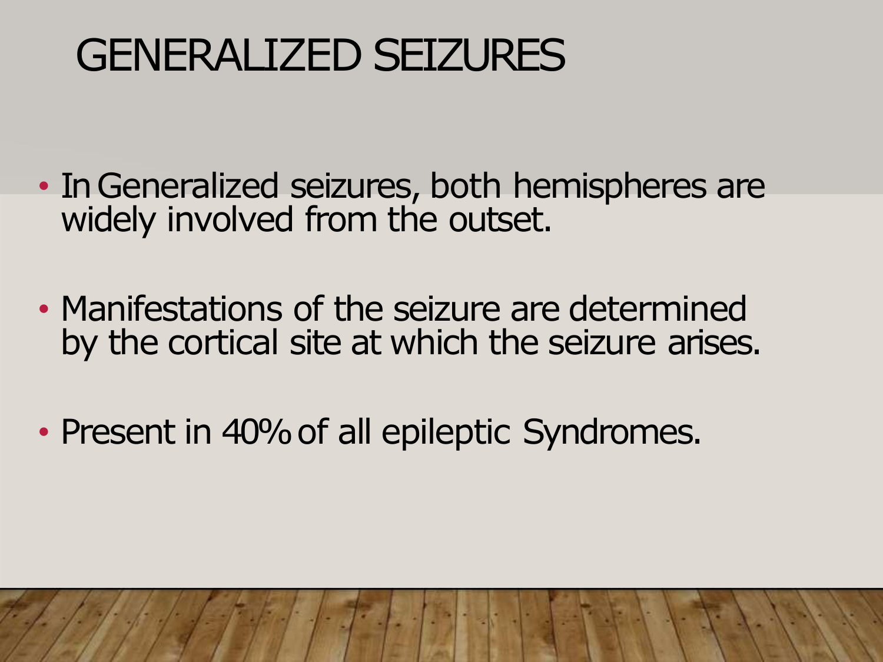# GENERALIZED SEIZURES

- In Generalized seizures, both hemispheres are widely involved from the outset.
- Manifestations of the seizure are determined by the cortical site at which the seizure arises.
- Present in 40% of all epileptic Syndromes.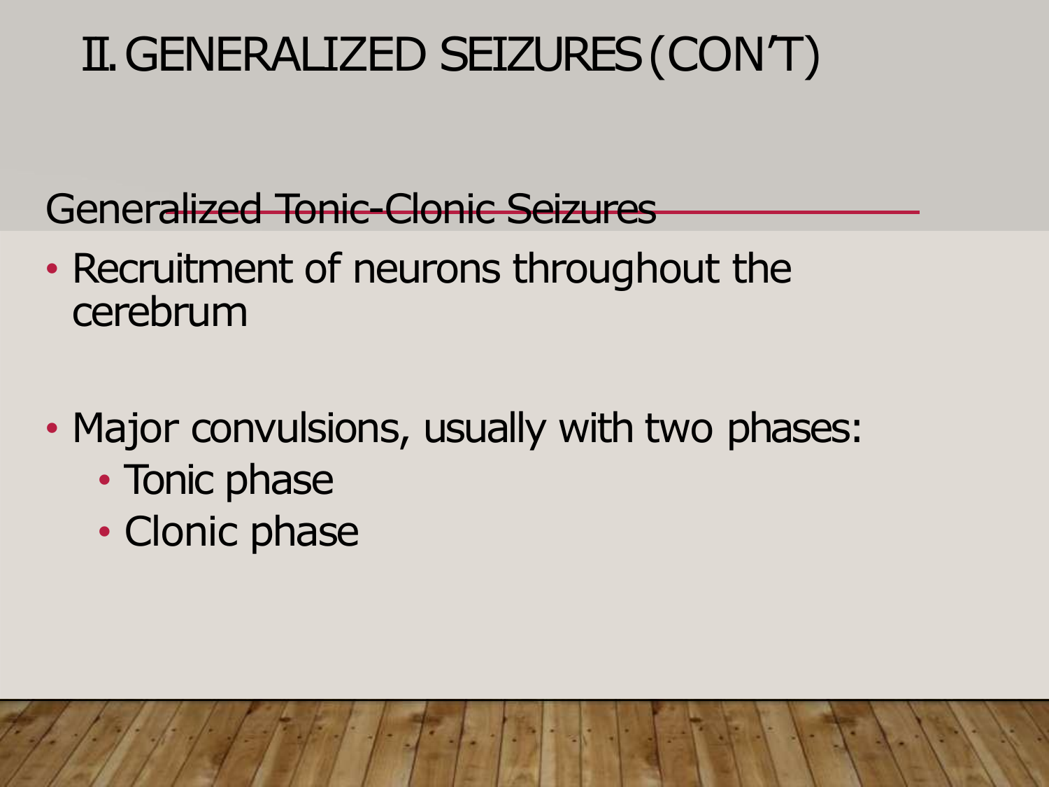# II. GENERALIZED SEIZURES (CON'T)

## Generalized Tonic-Clonic Seizures

- Recruitment of neurons throughout the cerebrum

- Major convulsions, usually with two phases:
  - Tonic phase
  - Clonic phase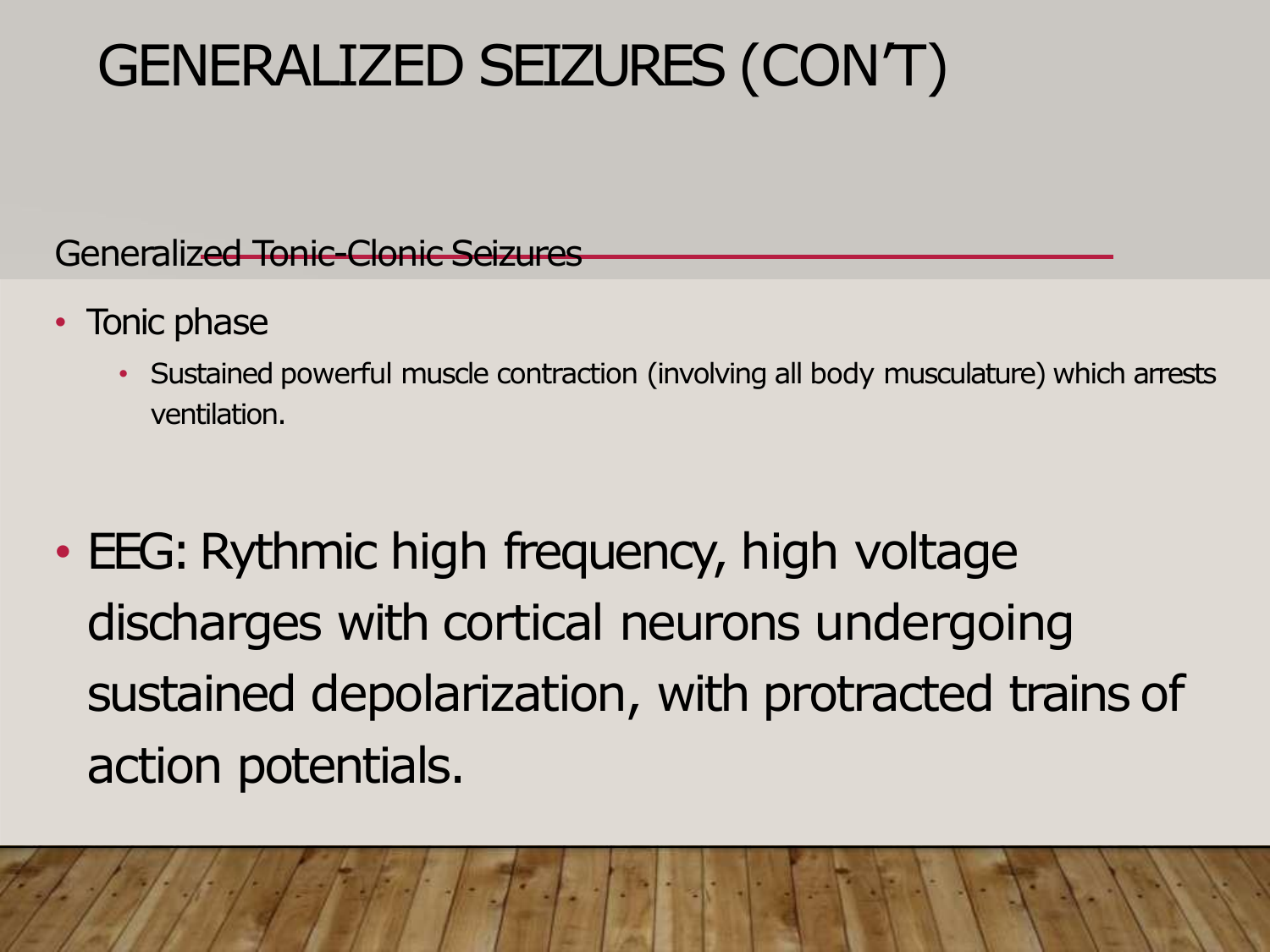# GENERALIZED SEIZURES (CON'T)

## Generalized Tonic-Clonic Seizures

- Tonic phase
  - Sustained powerful muscle contraction (involving all body musculature) which arrests ventilation.

- EEG: Rythmic high frequency, high voltage discharges with cortical neurons undergoing sustained depolarization, with protracted trains of action potentials.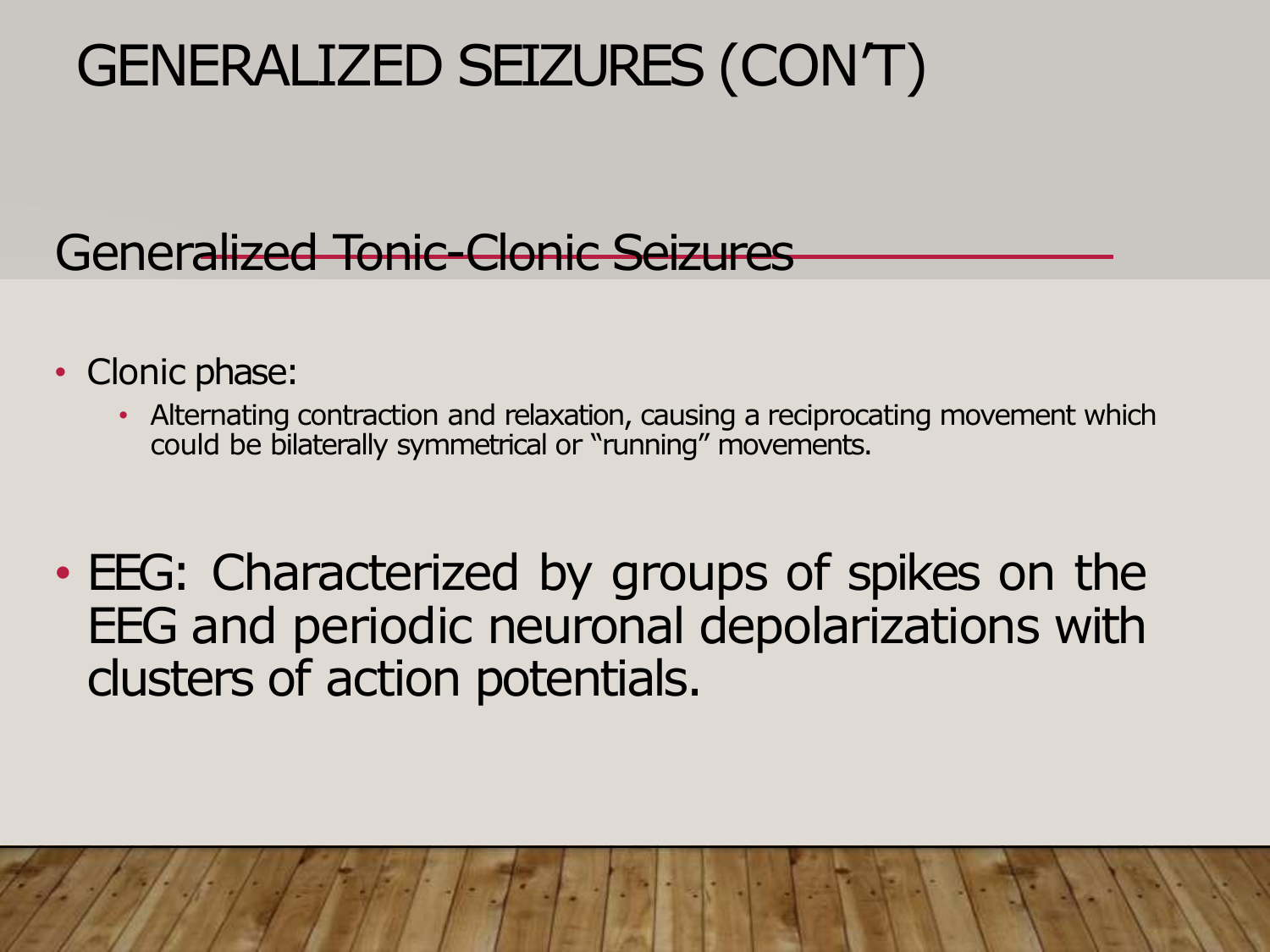# GENERALIZED SEIZURES (CON'T)

## Generalized Tonic-Clonic Seizures

- Clonic phase:
  - Alternating contraction and relaxation, causing a reciprocating movement which could be bilaterally symmetrical or "running" movements.

- EEG: Characterized by groups of spikes on the EEG and periodic neuronal depolarizations with clusters of action potentials.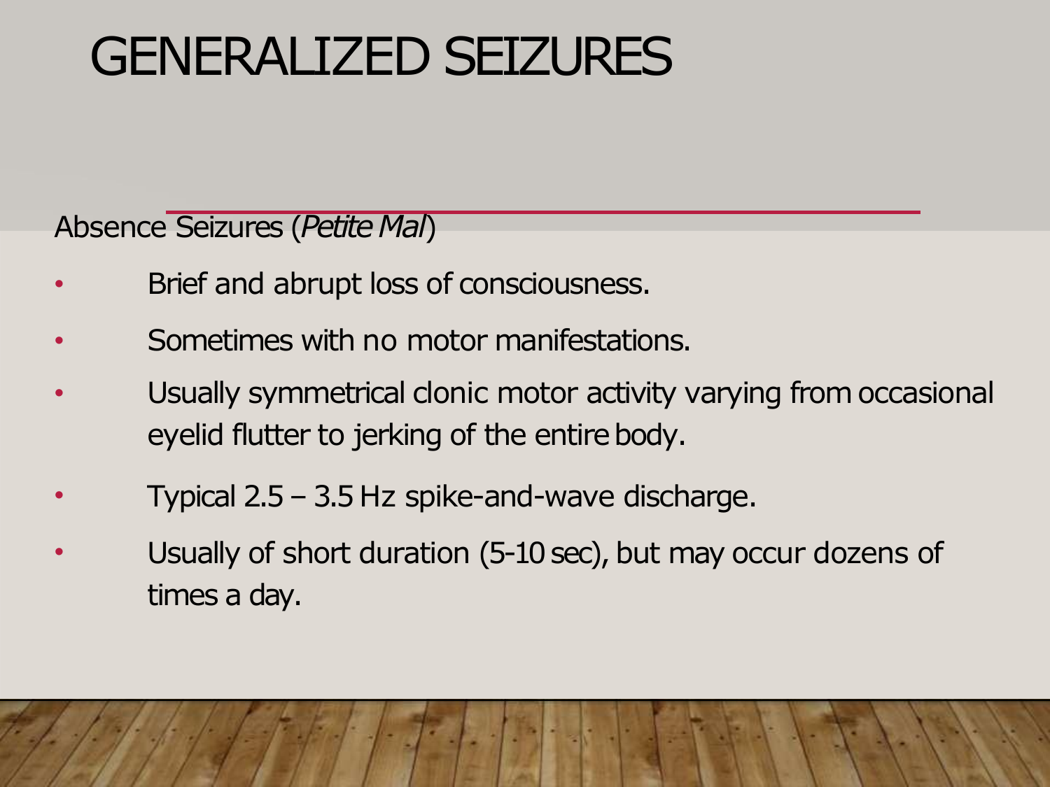# GENERALIZED SEIZURES

Absence Seizures (*Petite Mal*)

- Brief and abrupt loss of consciousness.
- Sometimes with no motor manifestations.
- Usually symmetrical clonic motor activity varying from occasional eyelid flutter to jerking of the entire body.
- Typical 2.5 – 3.5 Hz spike-and-wave discharge.
- Usually of short duration (5-10 sec), but may occur dozens of times a day.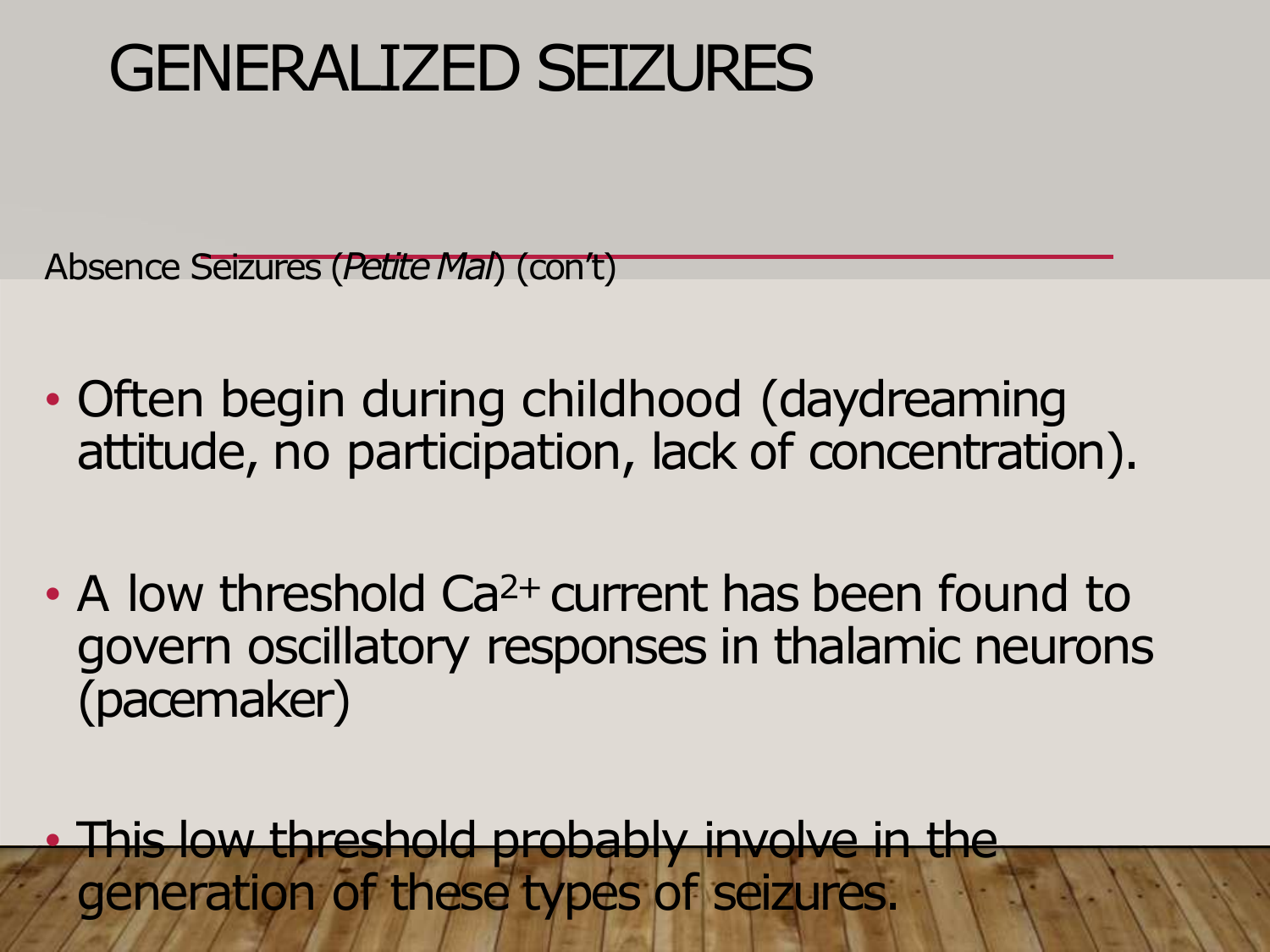# GENERALIZED SEIZURES

Absence Seizures (*Petite Mal*) (con't)

- Often begin during childhood (daydreaming attitude, no participation, lack of concentration).
- A low threshold $Ca^{2+}$ current has been found to govern oscillatory responses in thalamic neurons (pacemaker)
- This low threshold probably involve in the generation of these types of seizures.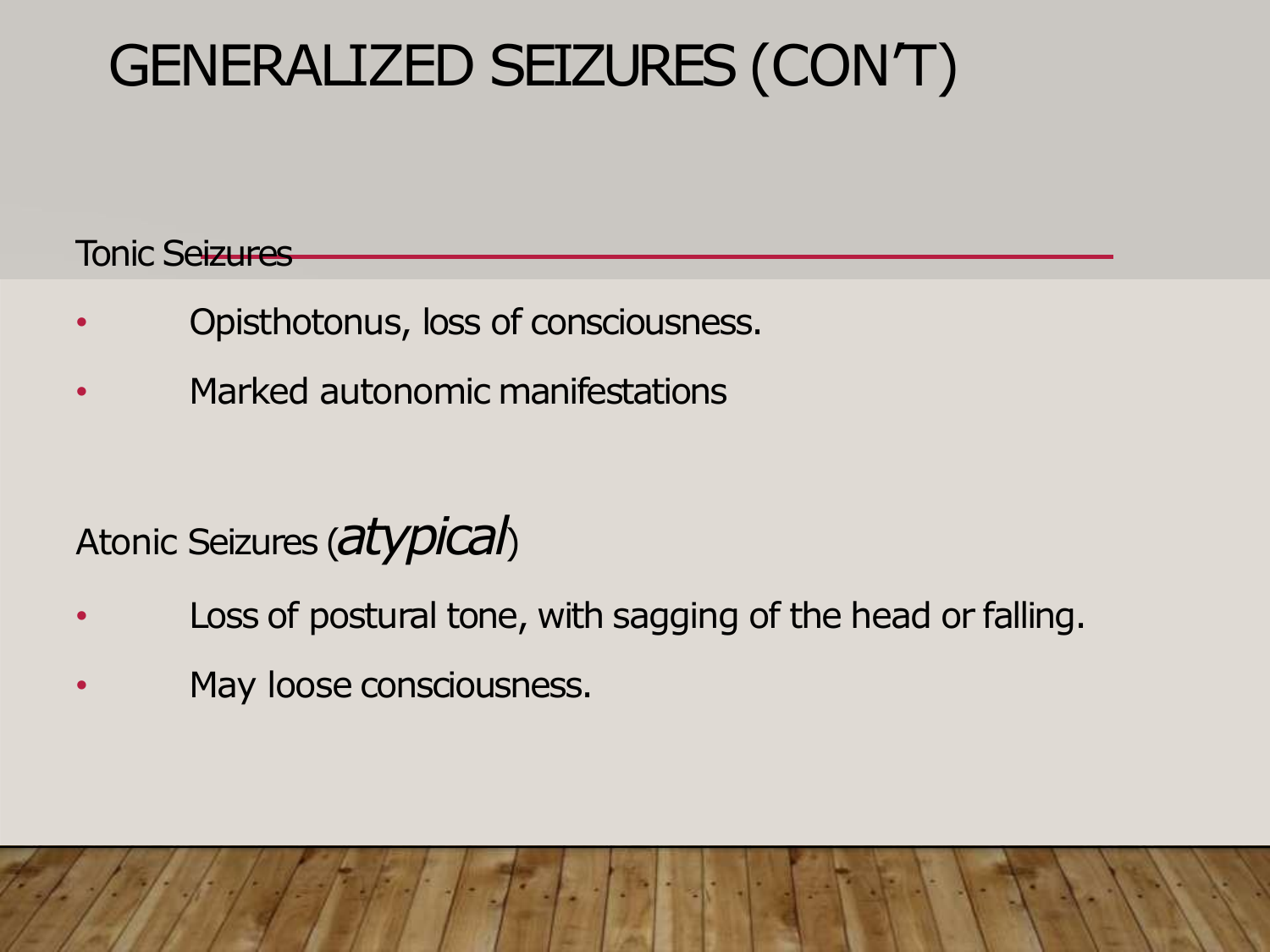# GENERALIZED SEIZURES (CON'T)

Tonic Seizures

- Opisthotonus, loss of consciousness.
- Marked autonomic manifestations

Atonic Seizures (*atypical*)

- Loss of postural tone, with sagging of the head or falling.
- May loose consciousness.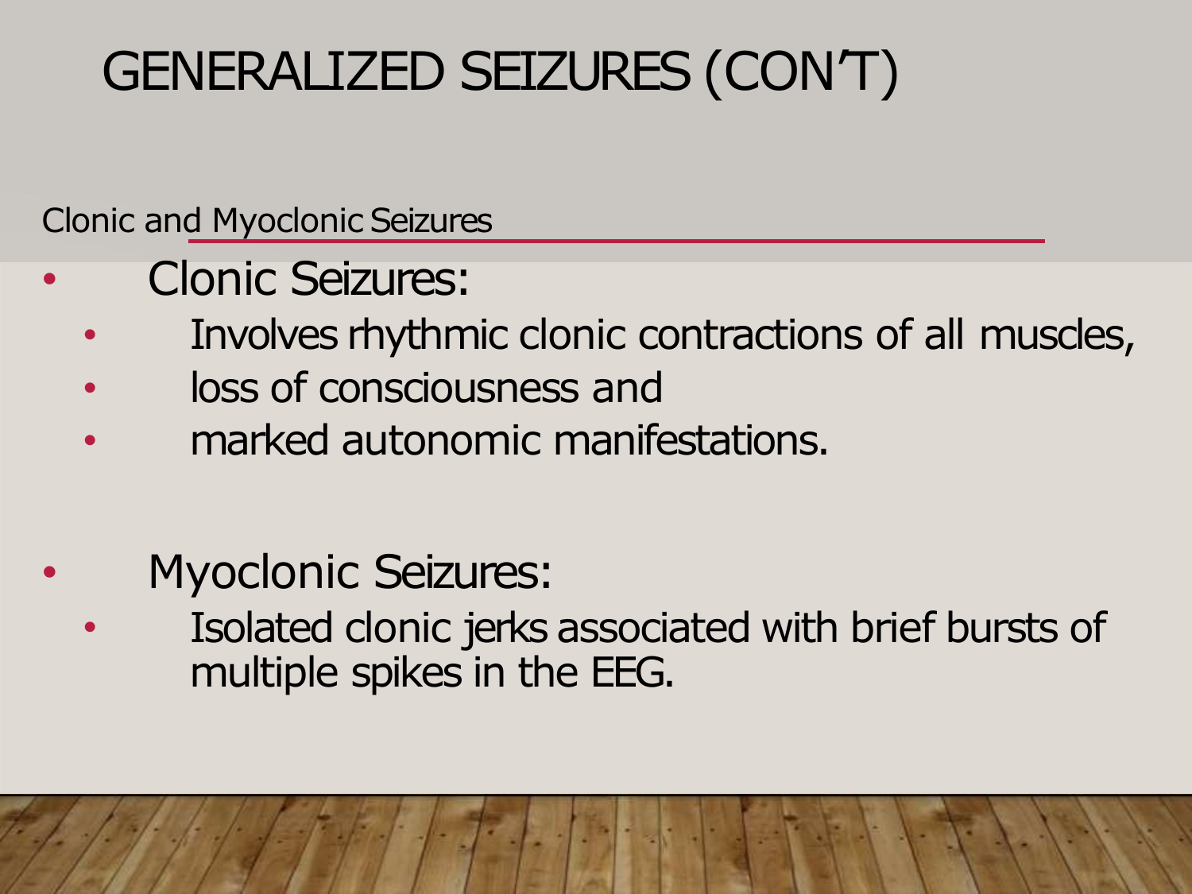# GENERALIZED SEIZURES (CON'T)

## Clonic and Myoclonic Seizures

- Clonic Seizures:
  - Involves rhythmic clonic contractions of all muscles,
  - loss of consciousness and
  - marked autonomic manifestations.

- Myoclonic Seizures:
  - Isolated clonic jerks associated with brief bursts of multiple spikes in the EEG.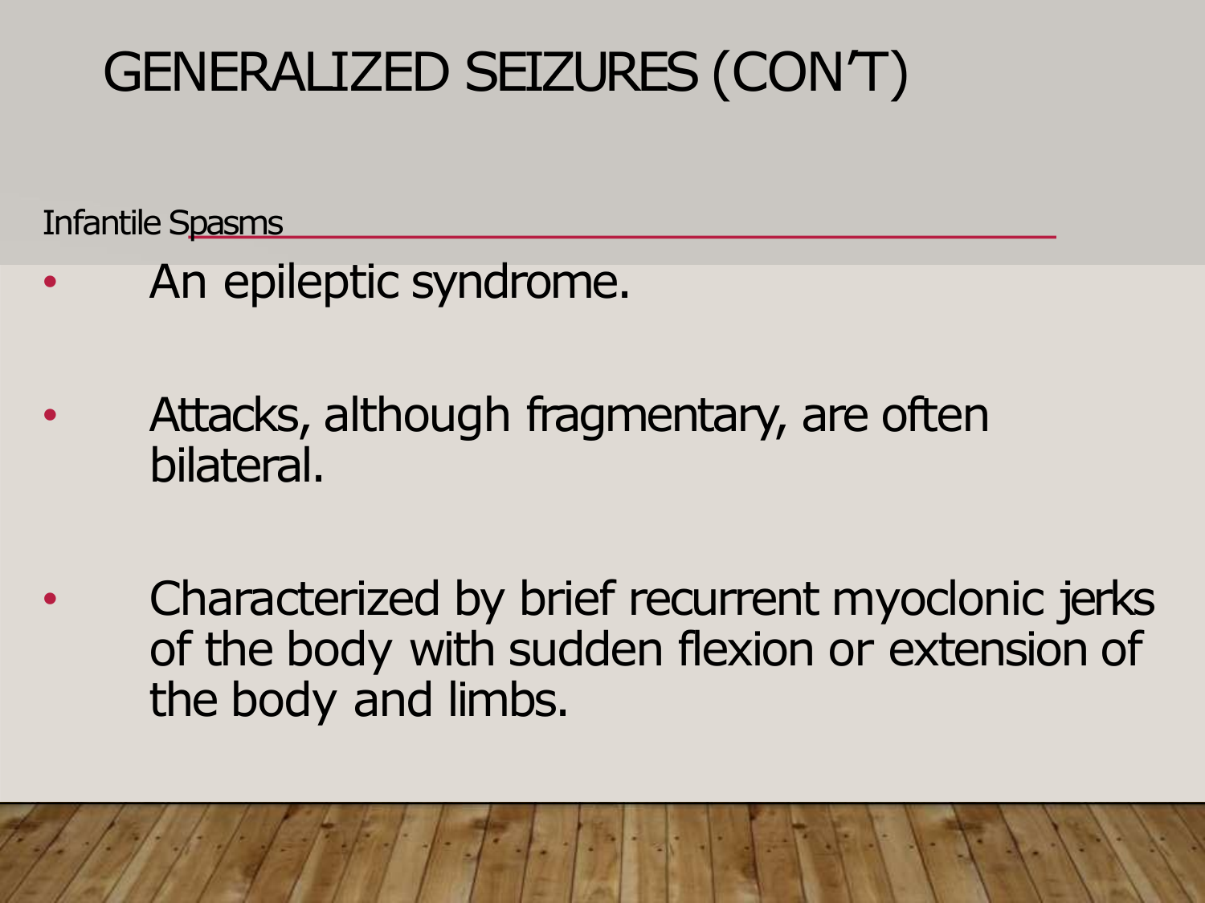# GENERALIZED SEIZURES (CON'T)

## Infantile Spasms

- An epileptic syndrome.
- Attacks, although fragmentary, are often bilateral.
- Characterized by brief recurrent myoclonic jerks of the body with sudden flexion or extension of the body and limbs.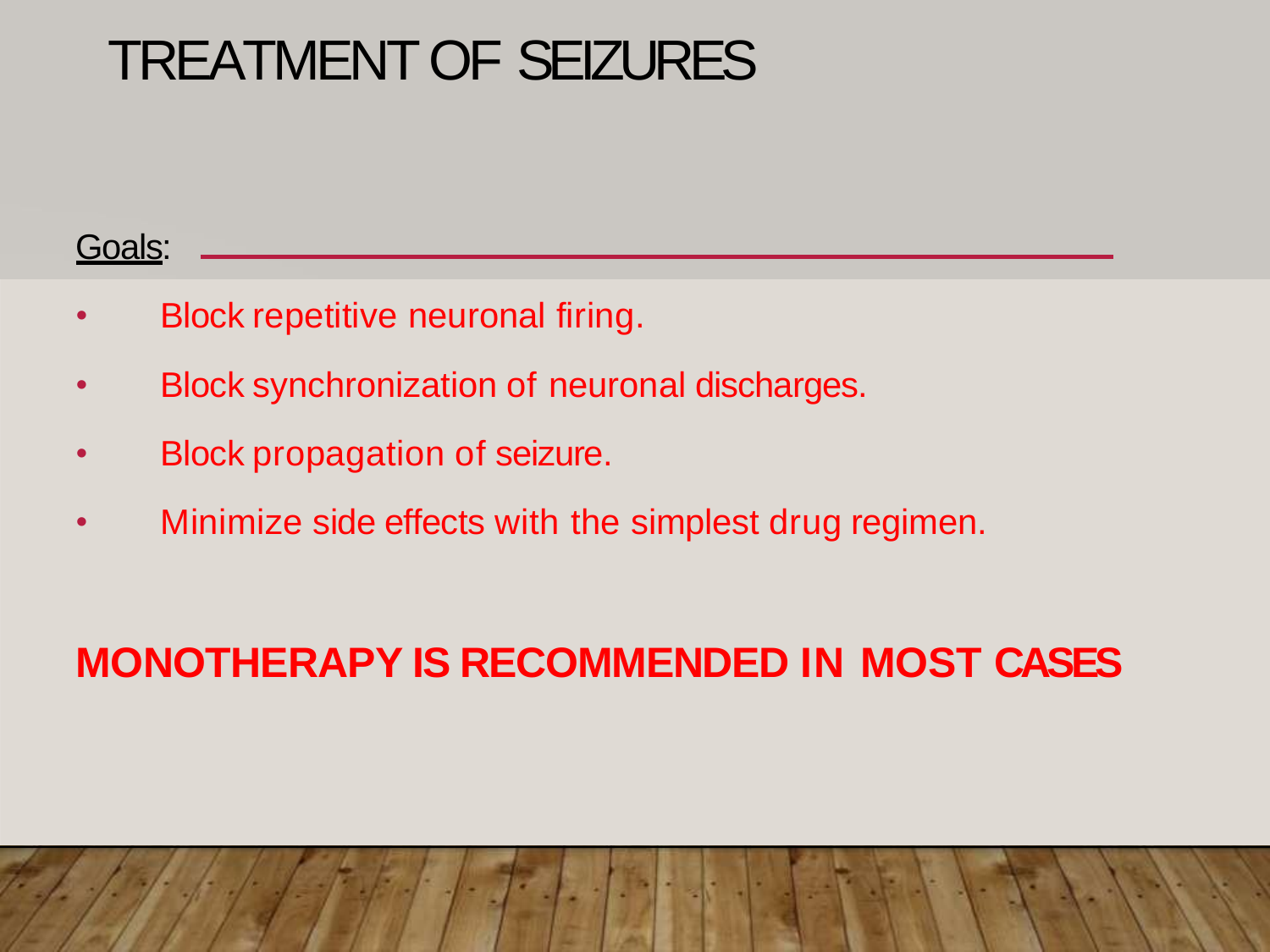# TREATMENT OF SEIZURES

Goals:

- Block repetitive neuronal firing.
- Block synchronization of neuronal discharges.
- Block propagation of seizure.
- Minimize side effects with the simplest drug regimen.

**MONOTHERAPY IS RECOMMENDED IN MOST CASES**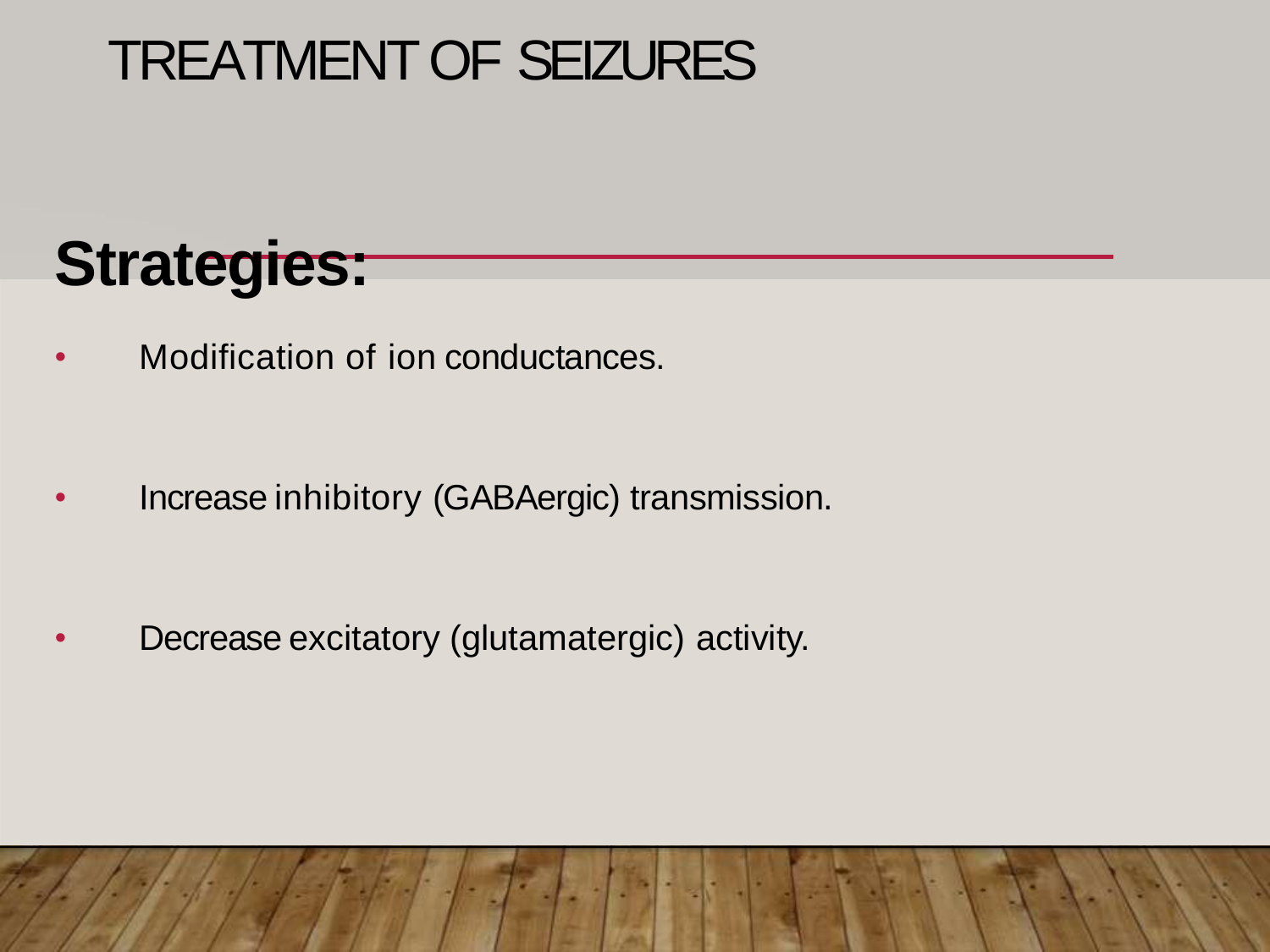# TREATMENT OF SEIZURES

## Strategies:

- Modification of ion conductances.
- Increase inhibitory (GABAergic) transmission.
- Decrease excitatory (glutamatergic) activity.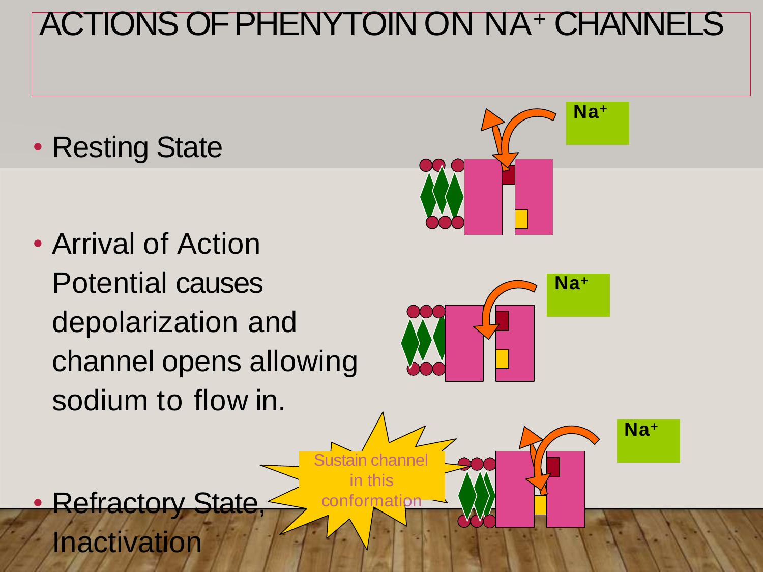# ACTIONS OF PHENYTOIN ON $NA^+$ CHANNELS

- Resting State
- Arrival of Action Potential causes depolarization and channel opens allowing sodium to flow in.
- Refractory State, Inactivation

Sustain channel in this conformation

$Na^+$

$Na^+$

$Na^+$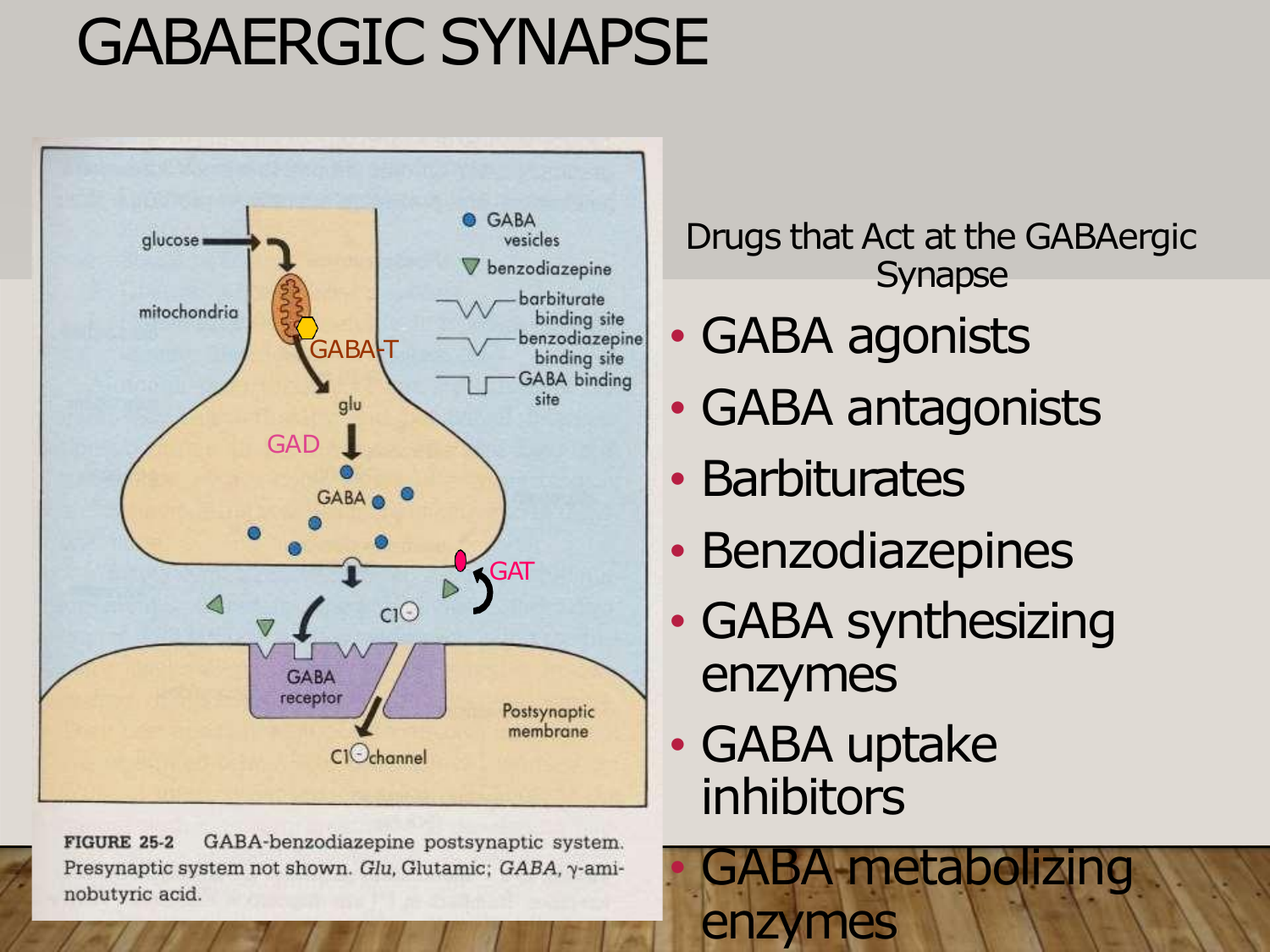# GABAERGIC SYNAPSE

glucose

mitochondria

GABA-T

glu

GAD

GABA

GABA vesicles

benzodiazepine

barbiturate binding site

benzodiazepine binding site

GABA binding site

GAT

Cl⁻

GABA receptor

Postsynaptic membrane

Cl⁻ channel

**FIGURE 25-2** GABA-benzodiazepine postsynaptic system. Presynaptic system not shown. *Glu*, Glutamic; *GABA*, γ-aminobutyric acid.

Drugs that Act at the GABAergic Synapse

- GABA agonists
- GABA antagonists
- Barbiturates
- Benzodiazepines
- GABA synthesizing enzymes
- GABA uptake inhibitors
- GABA metabolizing enzymes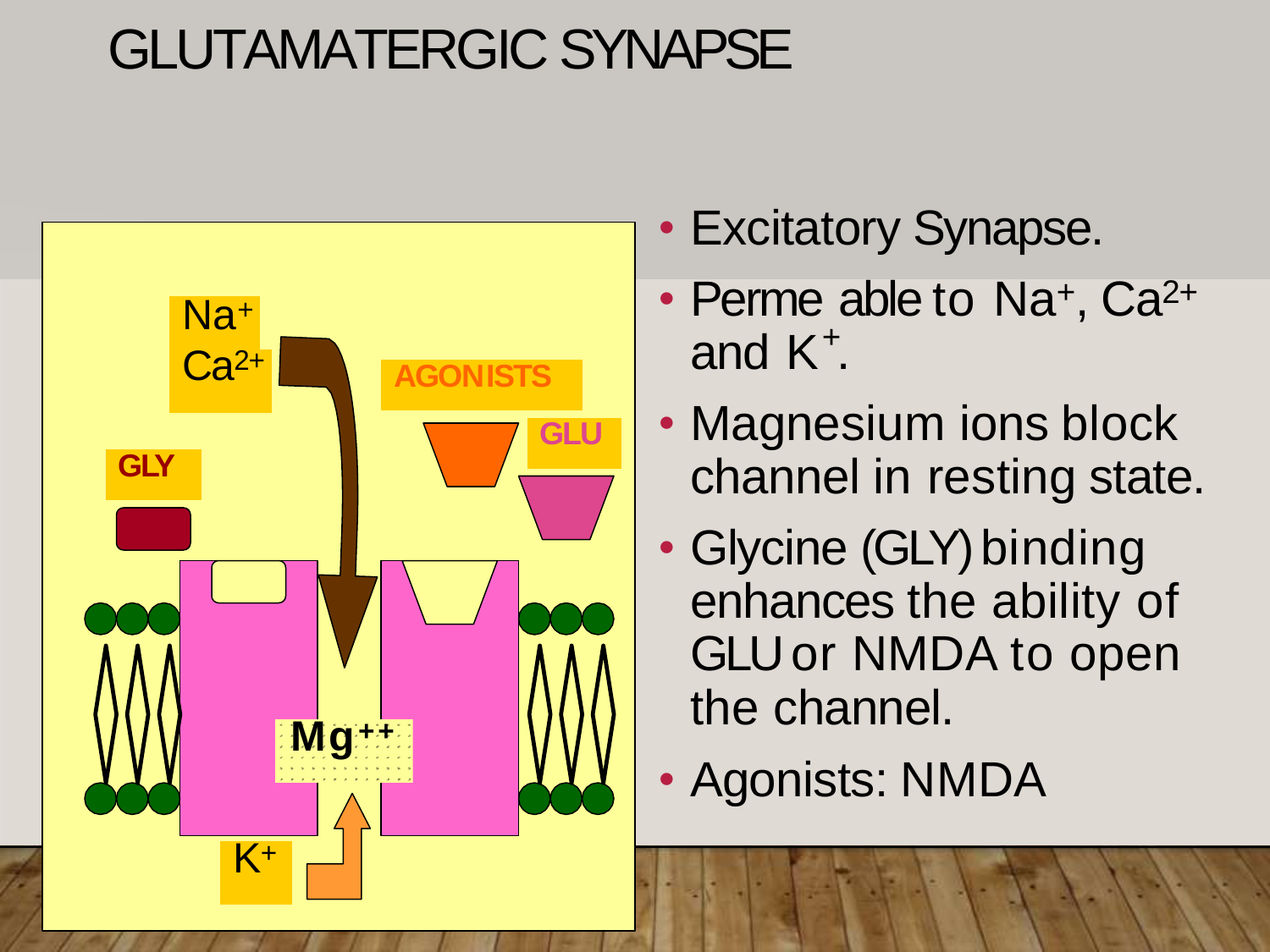# GLUTAMATERGIC SYNAPSE

- Excitatory Synapse.
- Perme able to $Na^+$, $Ca^{2+}$ and $K^+$.
- Magnesium ions block channel in resting state.
- Glycine (GLY) binding enhances the ability of GLU or NMDA to open the channel.
- Agonists: NMDA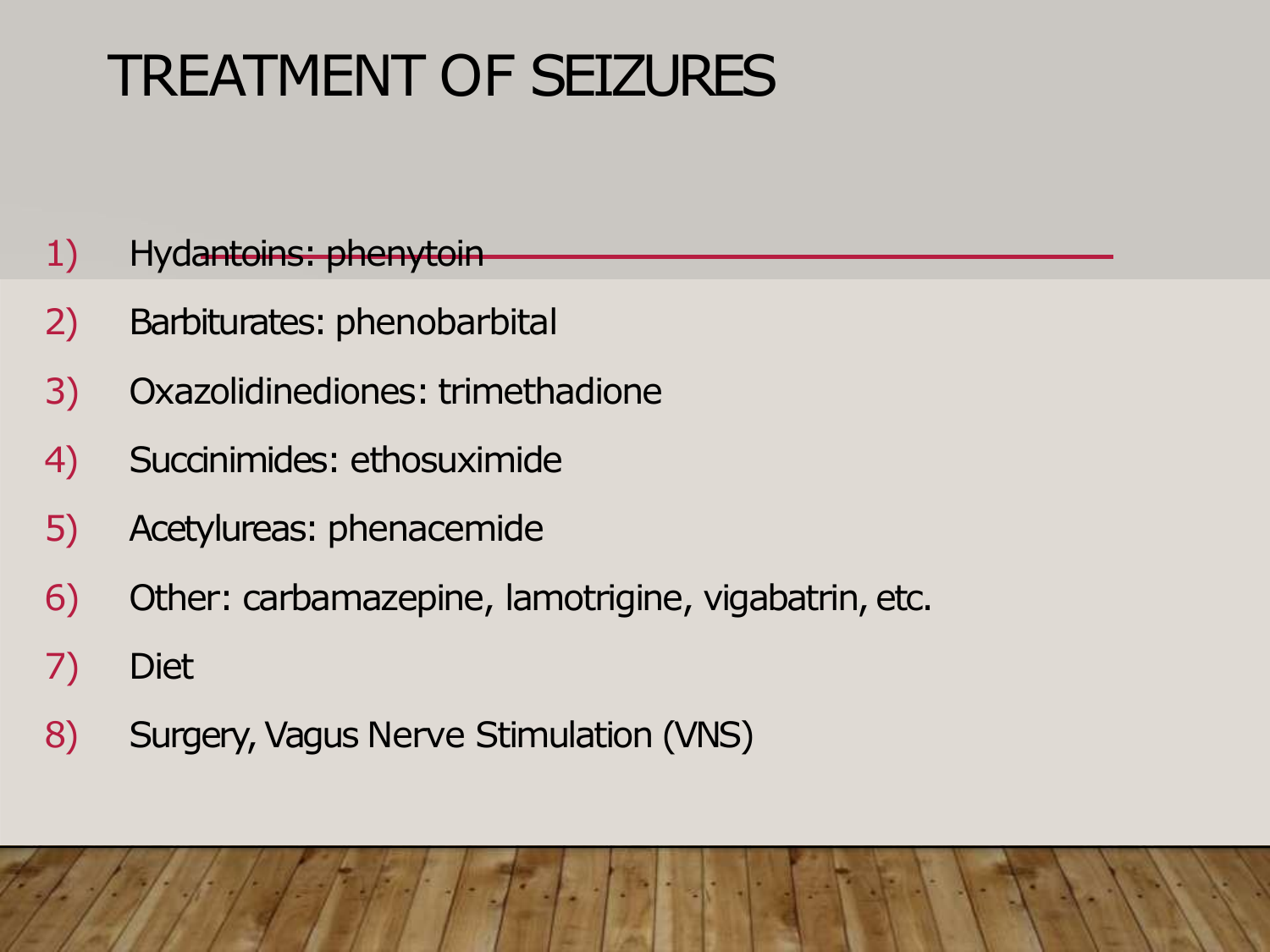# TREATMENT OF SEIZURES

1) Hydantoins: phenytoin
2) Barbiturates: phenobarbital
3) Oxazolidinediones: trimethadione
4) Succinimides: ethosuximide
5) Acetylureas: phenacemide
6) Other: carbamazepine, lamotrigine, vigabatrin, etc.
7) Diet
8) Surgery, Vagus Nerve Stimulation (VNS)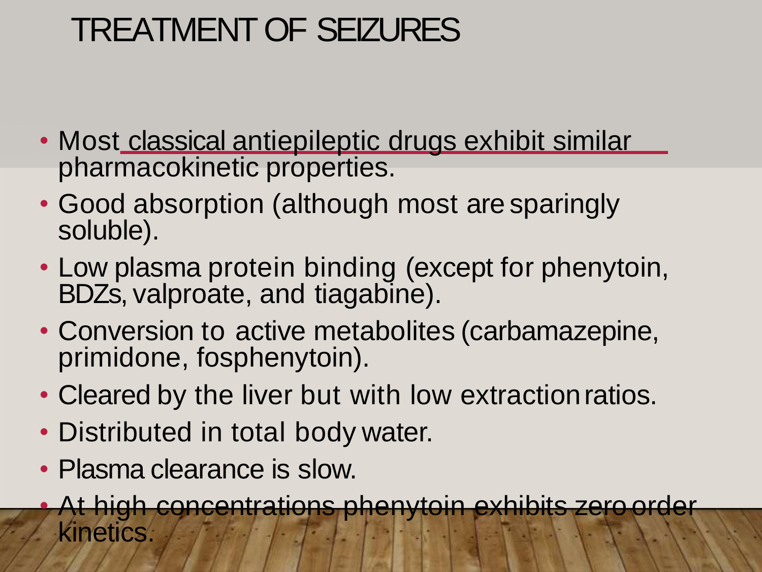# TREATMENT OF SEIZURES

- Most classical antiepileptic drugs exhibit similar pharmacokinetic properties.
- Good absorption (although most are sparingly soluble).
- Low plasma protein binding (except for phenytoin, BDZs, valproate, and tiagabine).
- Conversion to active metabolites (carbamazepine, primidone, fosphenytoin).
- Cleared by the liver but with low extraction ratios.
- Distributed in total body water.
- Plasma clearance is slow.
- At high concentrations phenytoin exhibits zero order kinetics.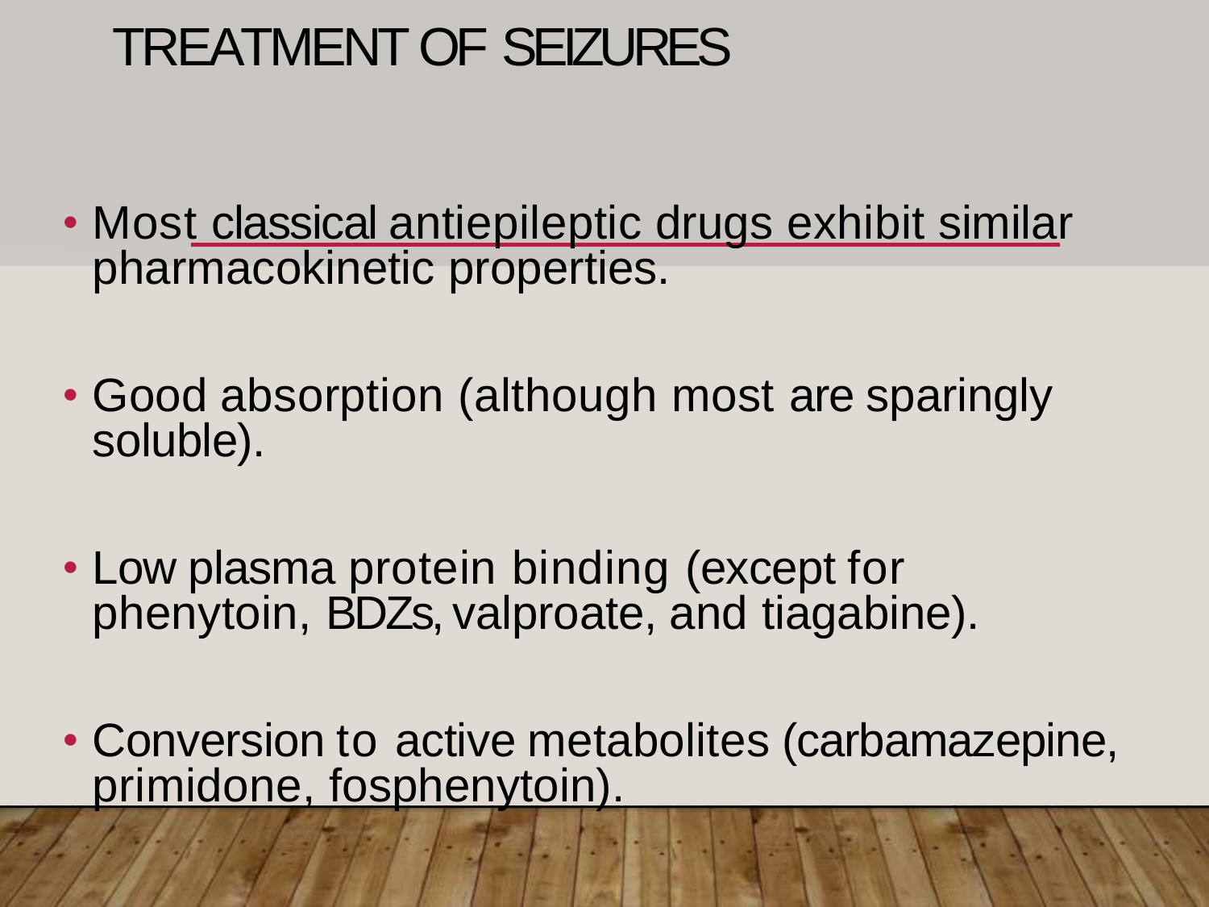# TREATMENT OF SEIZURES

- Most classical antiepileptic drugs exhibit similar pharmacokinetic properties.
- Good absorption (although most are sparingly soluble).
- Low plasma protein binding (except for phenytoin, BDZs, valproate, and tiagabine).
- Conversion to active metabolites (carbamazepine, primidone, fosphenytoin).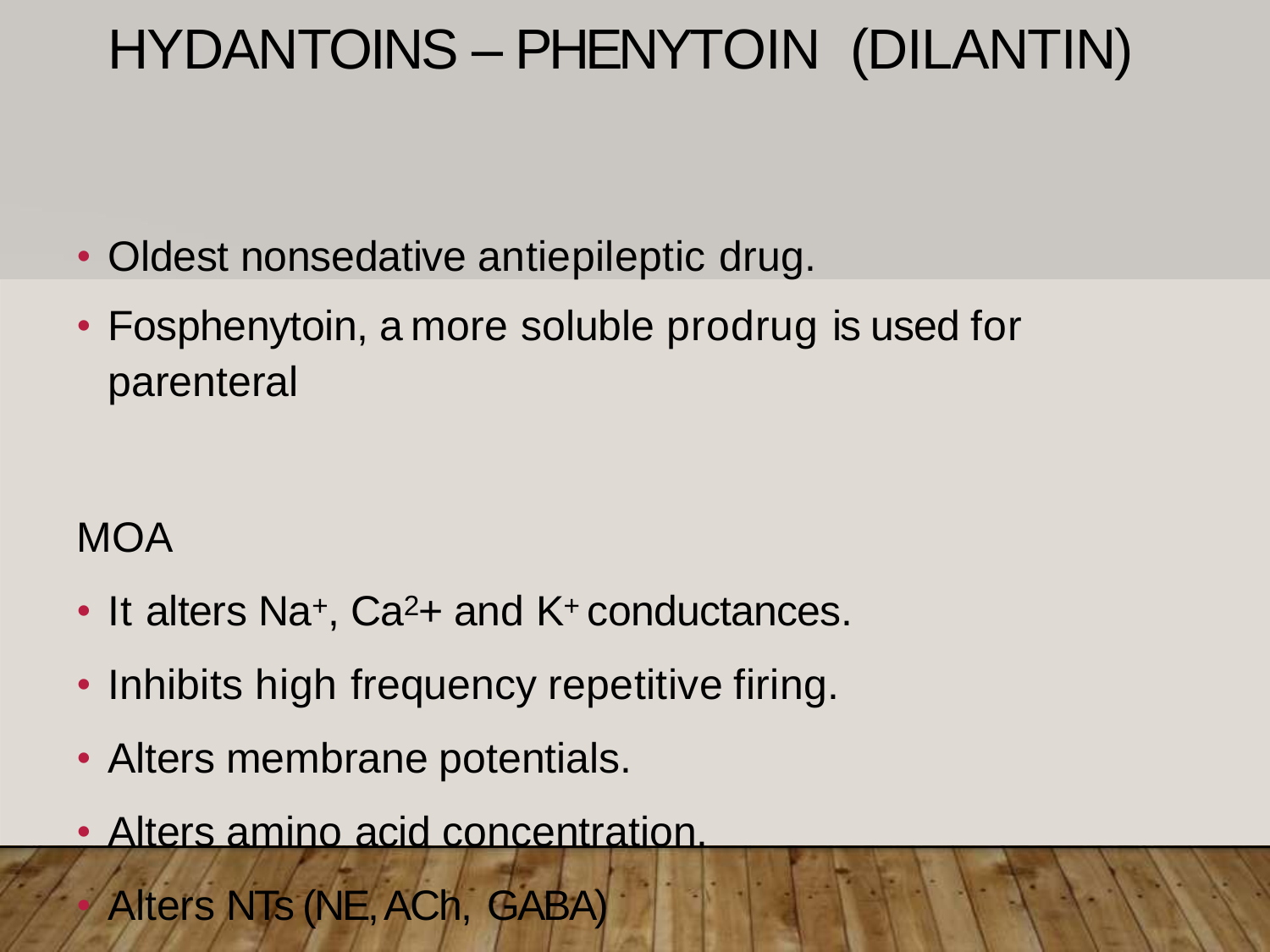# HYDANTOINS – PHENYTOIN (DILANTIN)

- Oldest nonsedative antiepileptic drug.
- Fosphenytoin, a more soluble prodrug is used for parenteral

MOA

- It alters $Na^+$, $Ca^{2+}$ and $K^+$ conductances.
- Inhibits high frequency repetitive firing.
- Alters membrane potentials.
- Alters amino acid concentration.
- Alters NTs (NE, ACh, GABA)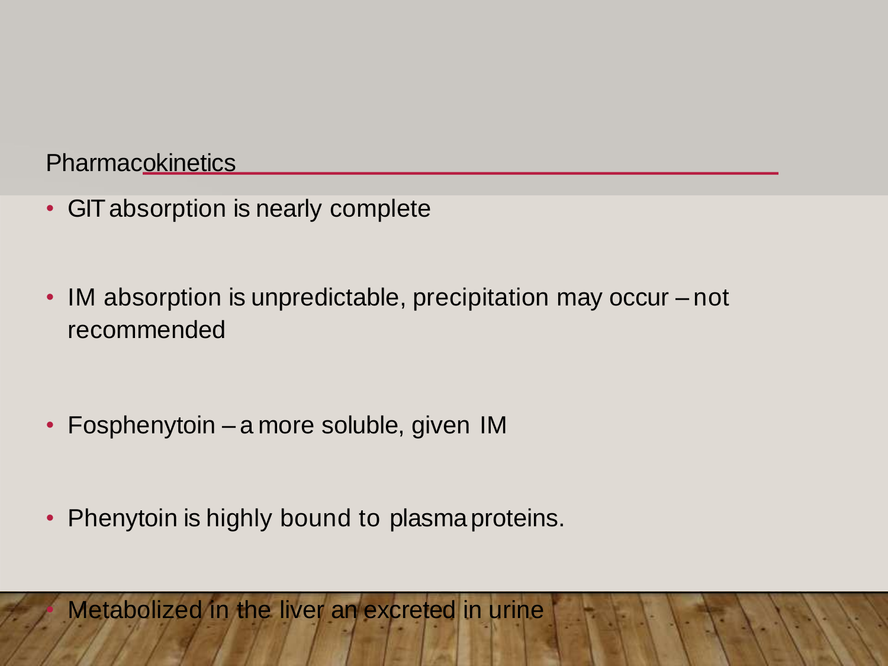## Pharmacokinetics

- GIT absorption is nearly complete
- IM absorption is unpredictable, precipitation may occur – not recommended
- Fosphenytoin – a more soluble, given IM
- Phenytoin is highly bound to plasma proteins.
- Metabolized in the liver an excreted in urine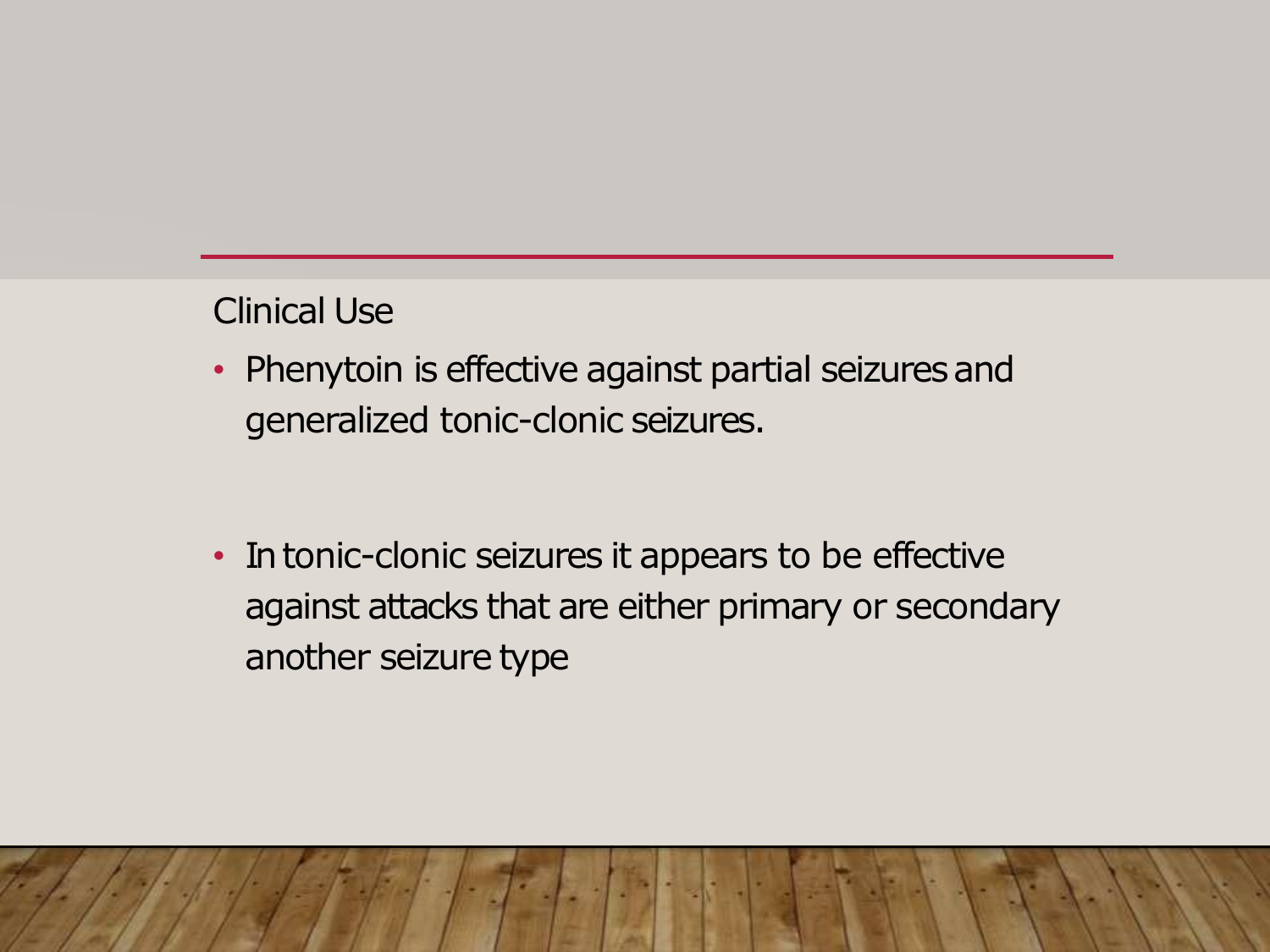Clinical Use

- Phenytoin is effective against partial seizures and generalized tonic-clonic seizures.

- In tonic-clonic seizures it appears to be effective against attacks that are either primary or secondary another seizure type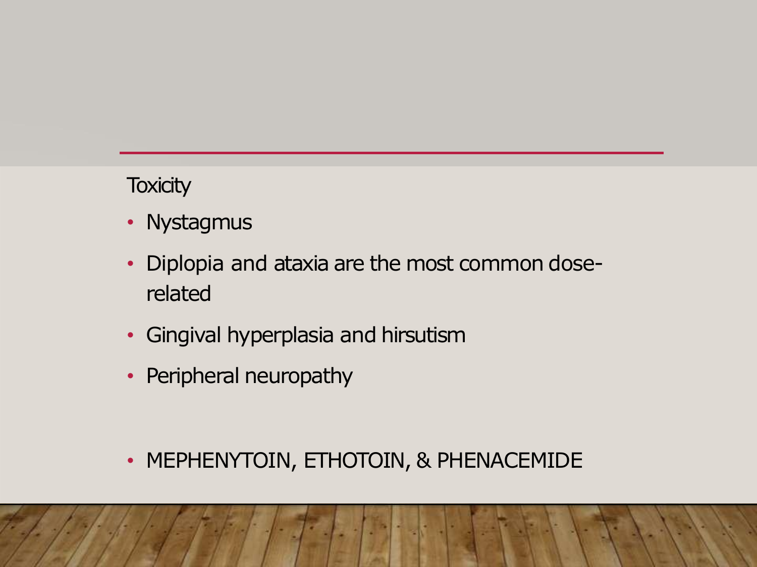Toxicity

- Nystagmus
- Diplopia and ataxia are the most common dose-related
- Gingival hyperplasia and hirsutism
- Peripheral neuropathy

- MEPHENYTOIN, ETHOTOIN, & PHENACEMIDE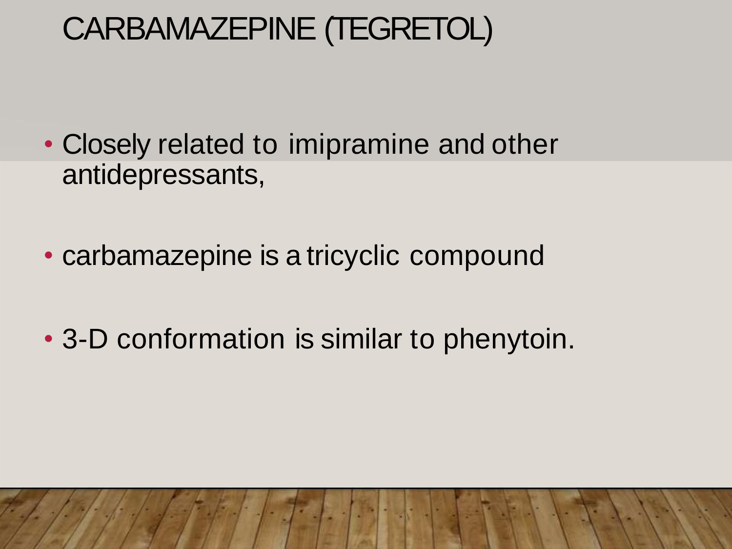# CARBAMAZEPINE (TEGRETOL)

- Closely related to imipramine and other antidepressants,
- carbamazepine is a tricyclic compound
- 3-D conformation is similar to phenytoin.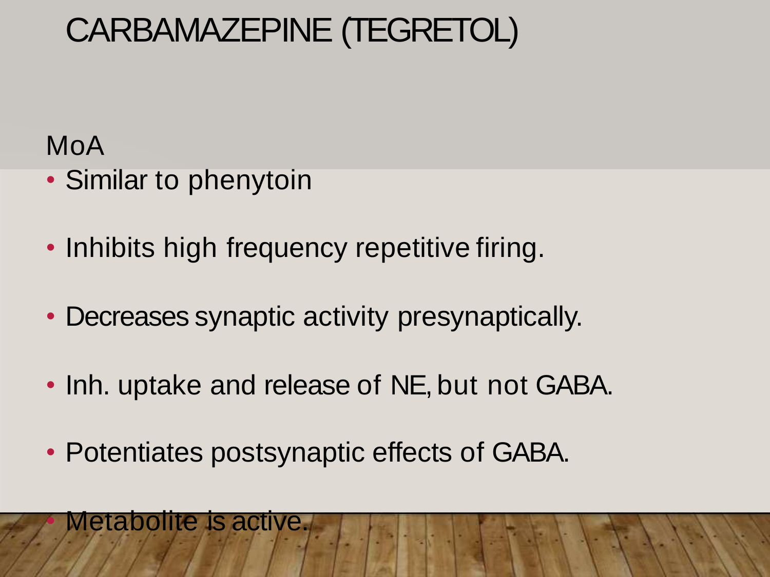# CARBAMAZEPINE (TEGRETOL)

MoA

- Similar to phenytoin
- Inhibits high frequency repetitive firing.
- Decreases synaptic activity presynaptically.
- Inh. uptake and release of NE, but not GABA.
- Potentiates postsynaptic effects of GABA.
- Metabolite is active.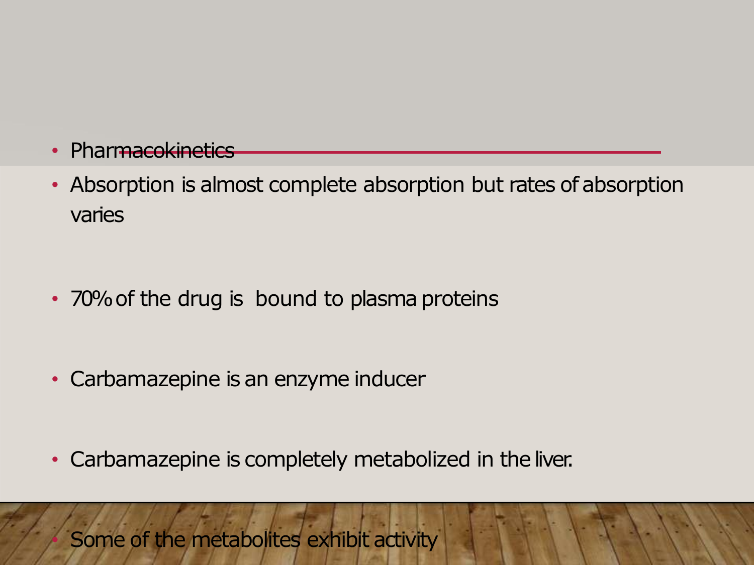- Pharmacokinetics
- Absorption is almost complete absorption but rates of absorption varies
- 70% of the drug is bound to plasma proteins
- Carbamazepine is an enzyme inducer
- Carbamazepine is completely metabolized in the liver.
- Some of the metabolites exhibit activity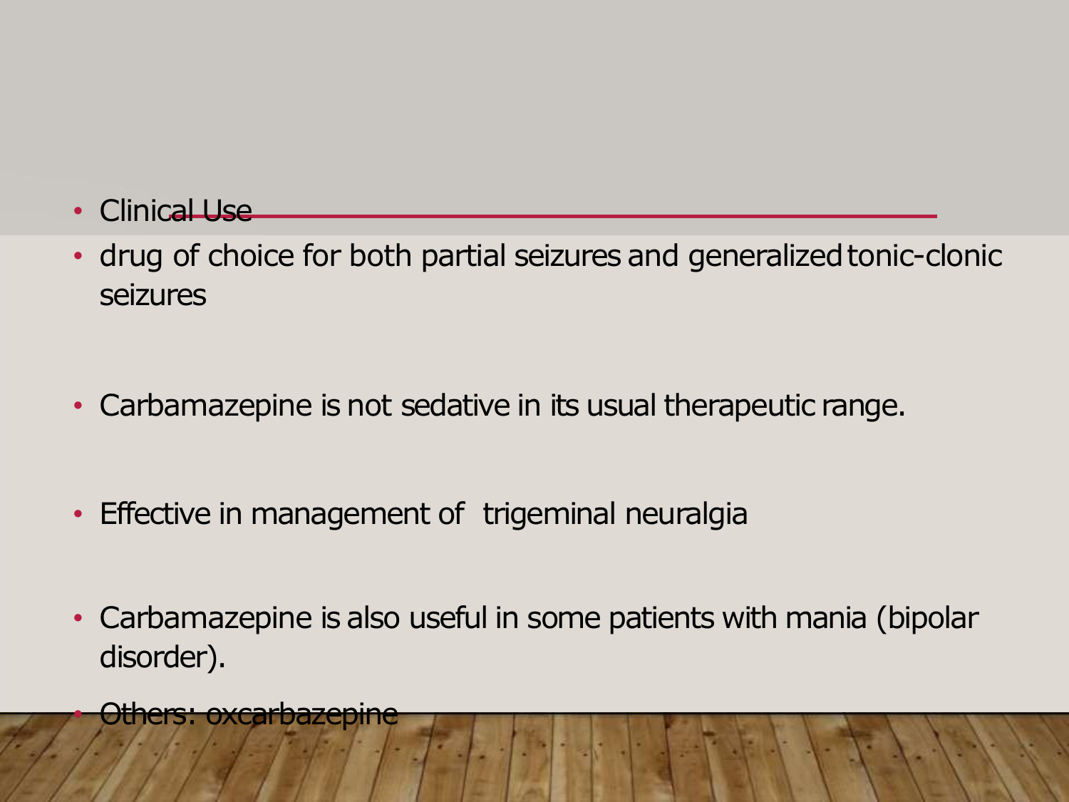- Clinical Use
- drug of choice for both partial seizures and generalized tonic-clonic seizures
- Carbamazepine is not sedative in its usual therapeutic range.
- Effective in management of trigeminal neuralgia
- Carbamazepine is also useful in some patients with mania (bipolar disorder).
- Others: oxcarbazepine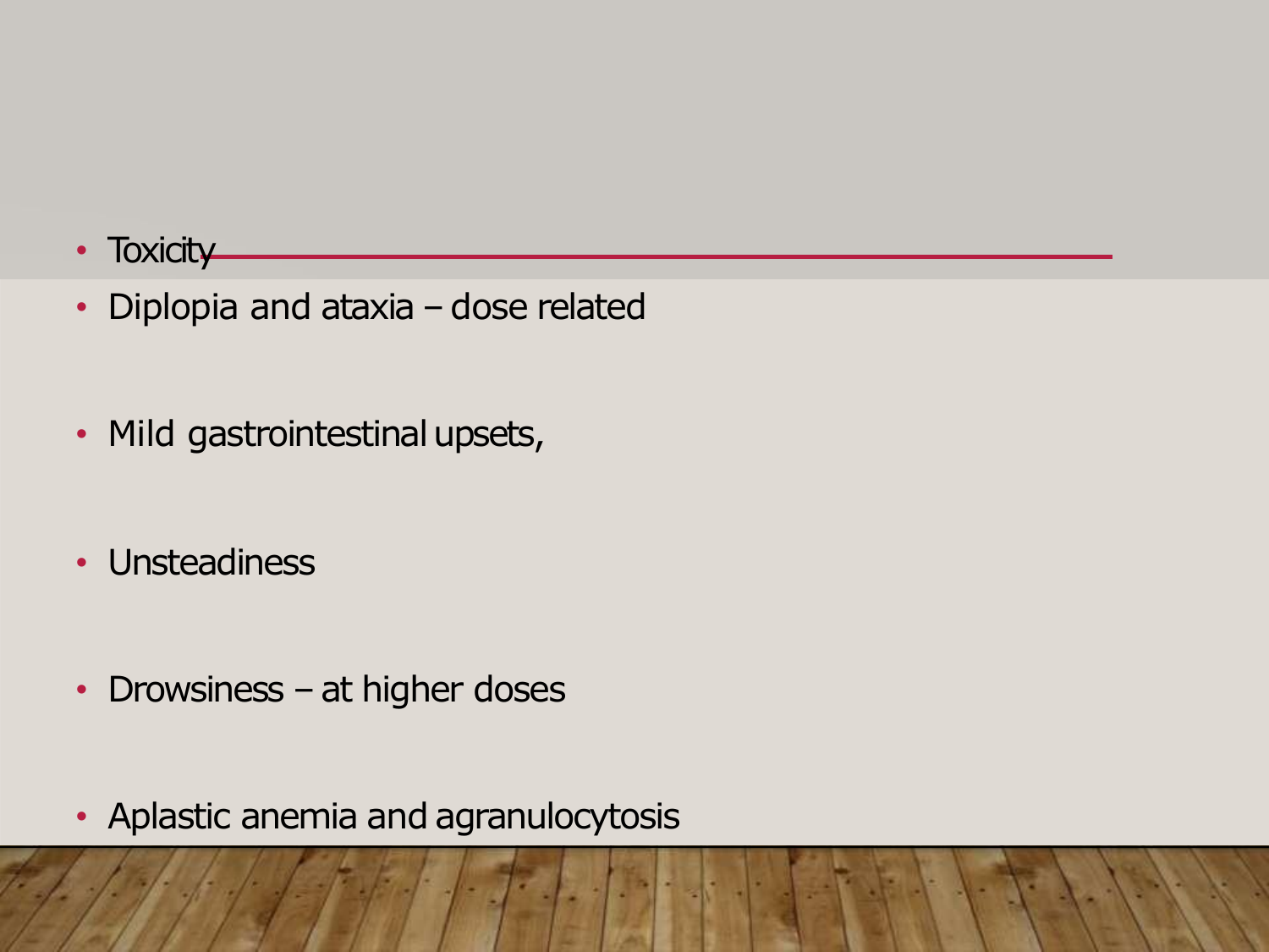- Toxicity
- Diplopia and ataxia – dose related
- Mild gastrointestinal upsets,
- Unsteadiness
- Drowsiness – at higher doses
- Aplastic anemia and agranulocytosis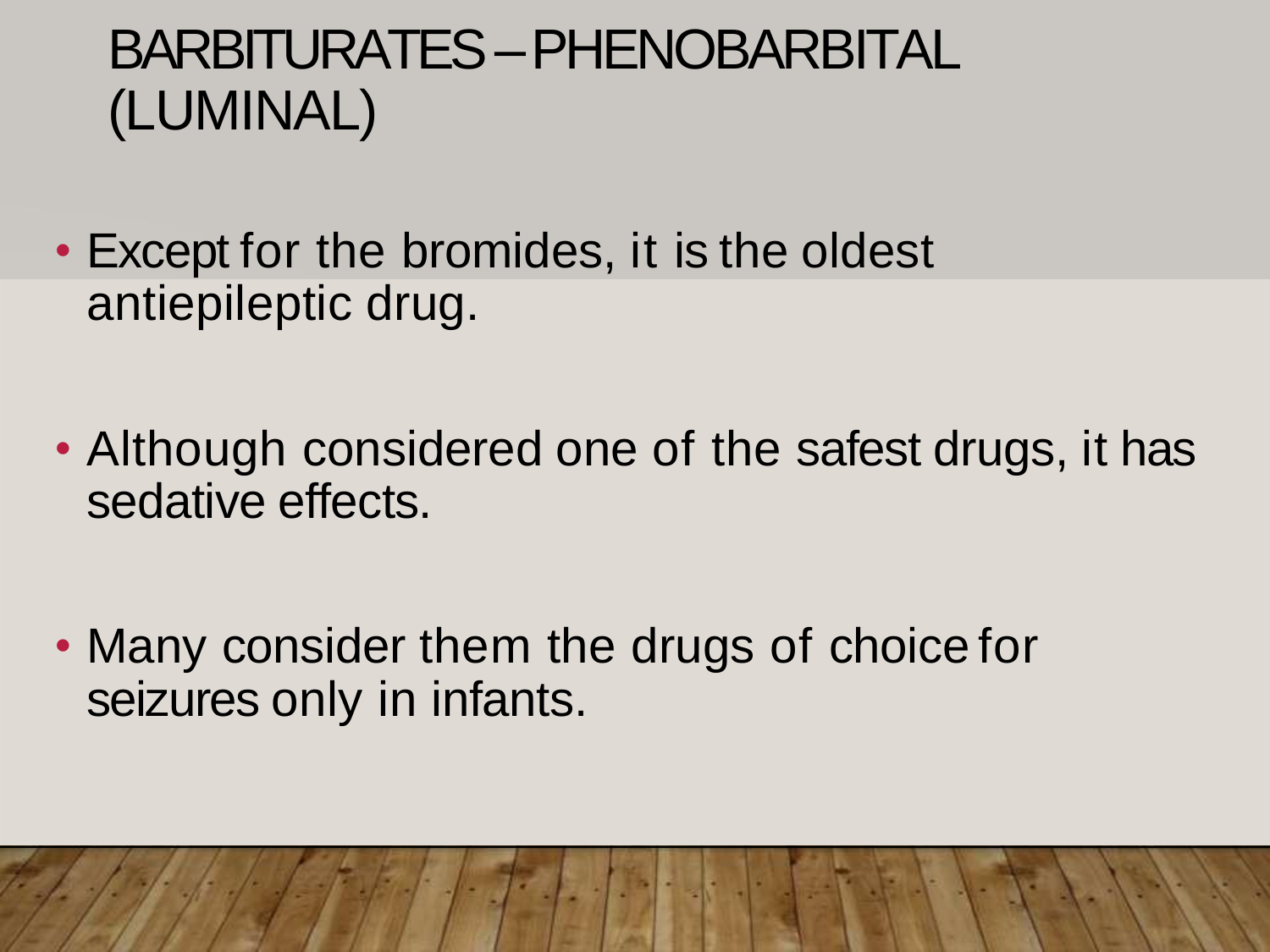# BARBITURATES – PHENOBARBITAL (LUMINAL)

- Except for the bromides, it is the oldest antiepileptic drug.
- Although considered one of the safest drugs, it has sedative effects.
- Many consider them the drugs of choice for seizures only in infants.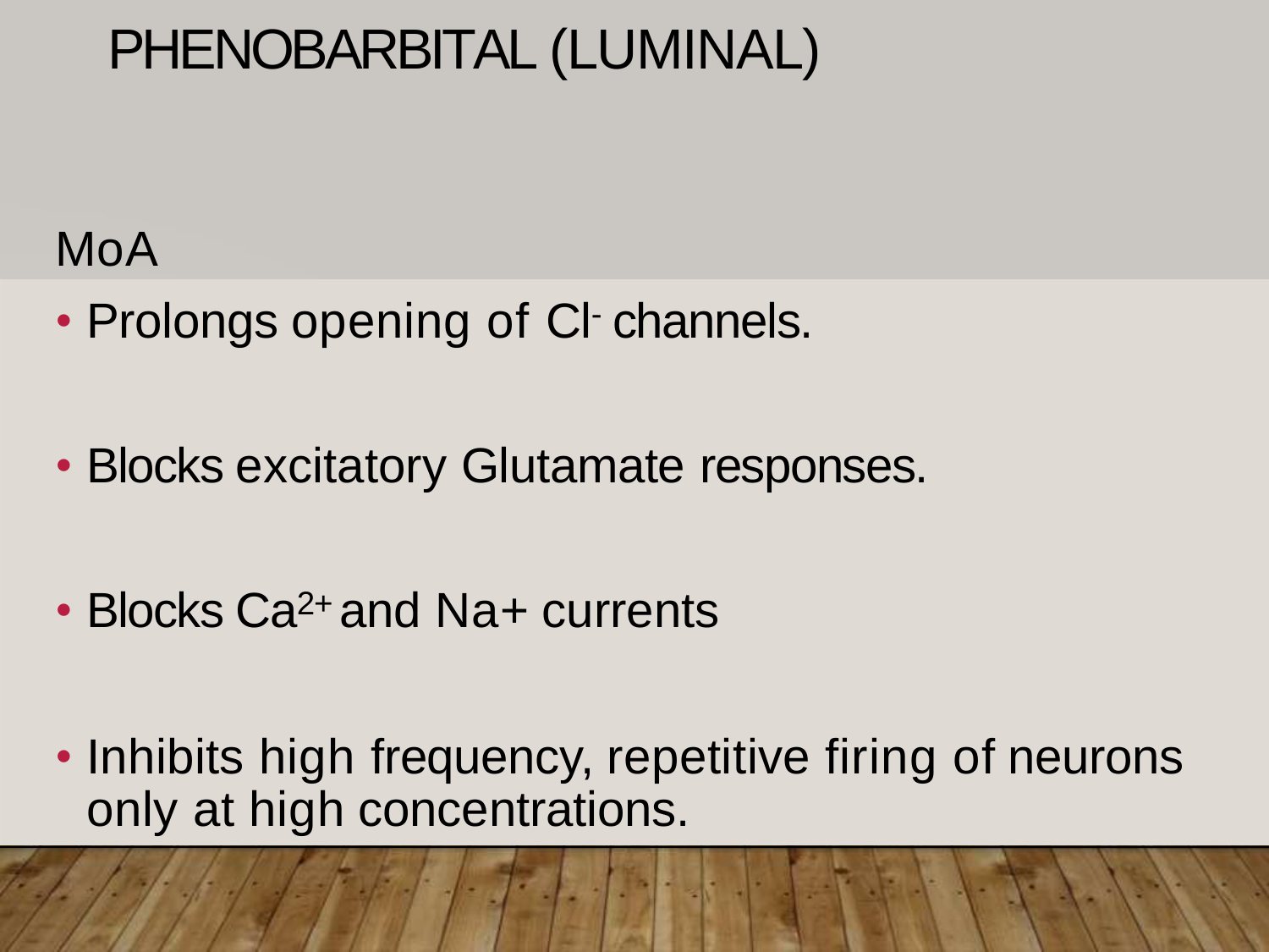# PHENOBARBITAL (LUMINAL)

## MoA

- Prolongs opening of $Cl^-$ channels.
- Blocks excitatory Glutamate responses.
- Blocks $Ca^{2+}$ and $Na^+$ currents
- Inhibits high frequency, repetitive firing of neurons only at high concentrations.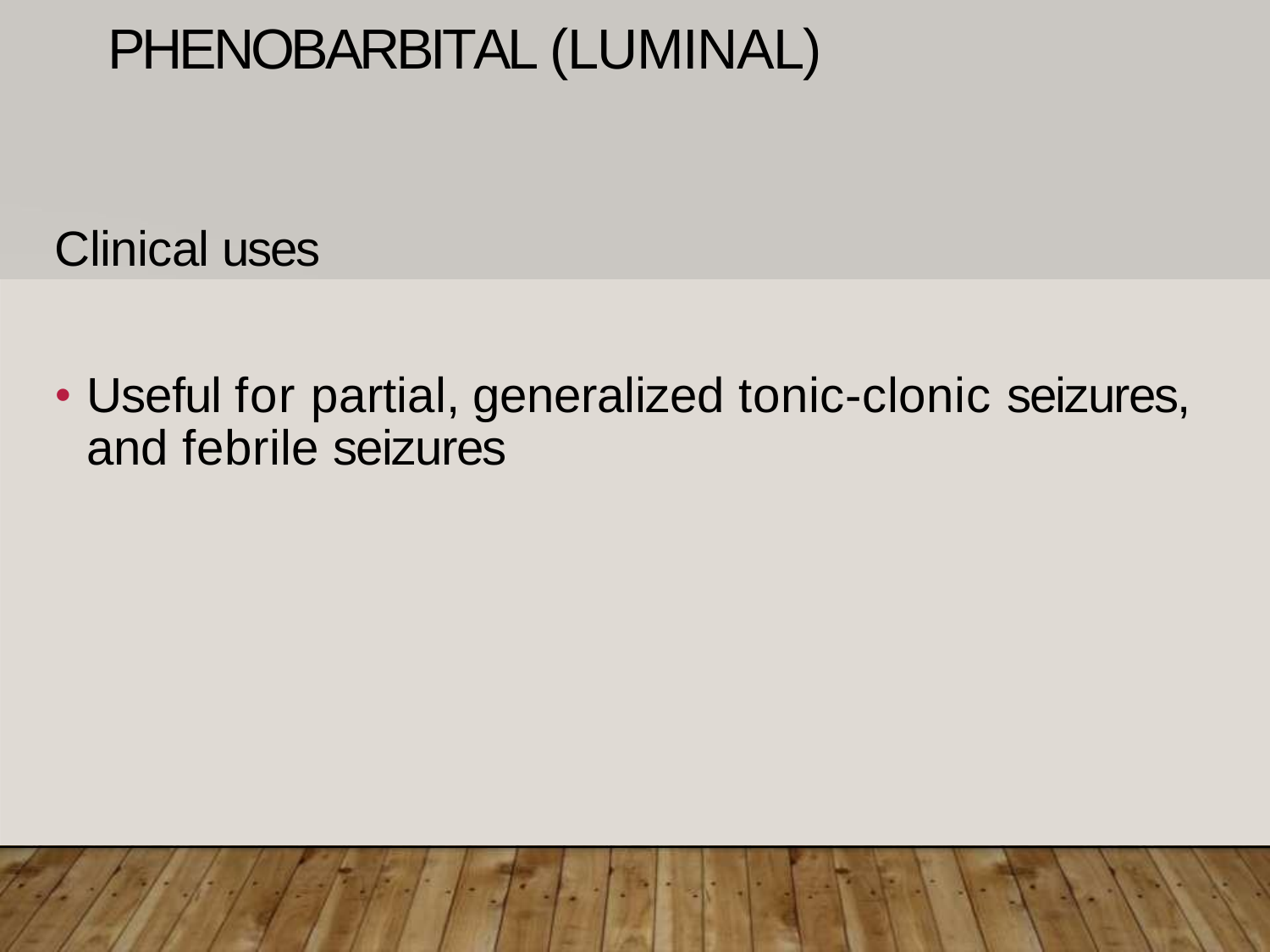# PHENOBARBITAL (LUMINAL)

## Clinical uses

- Useful for partial, generalized tonic-clonic seizures, and febrile seizures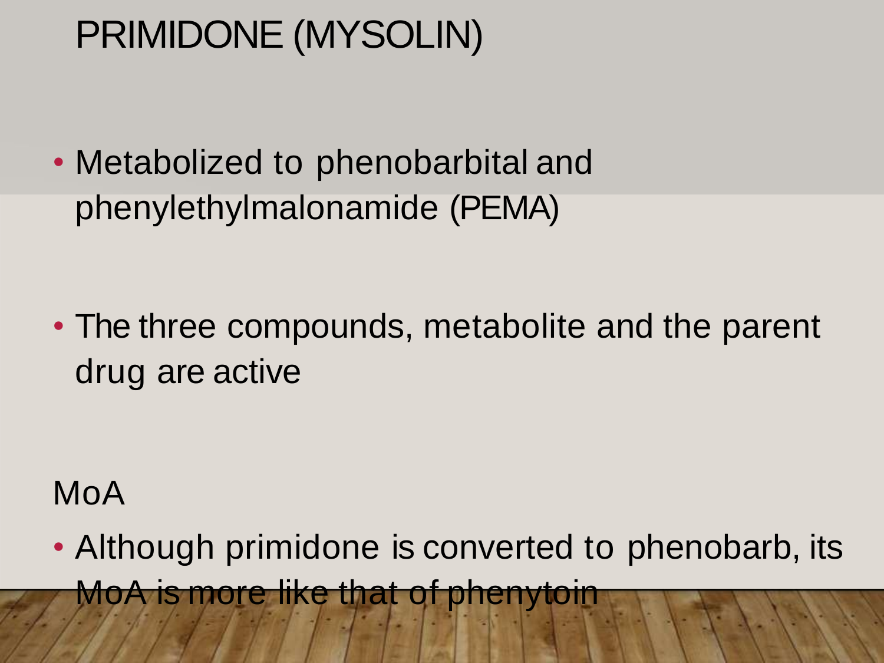# PRIMIDONE (MYSOLIN)

- Metabolized to phenobarbital and phenylethylmalonamide (PEMA)

- The three compounds, metabolite and the parent drug are active

## MoA

- Although primidone is converted to phenobarb, its MoA is more like that of phenytoin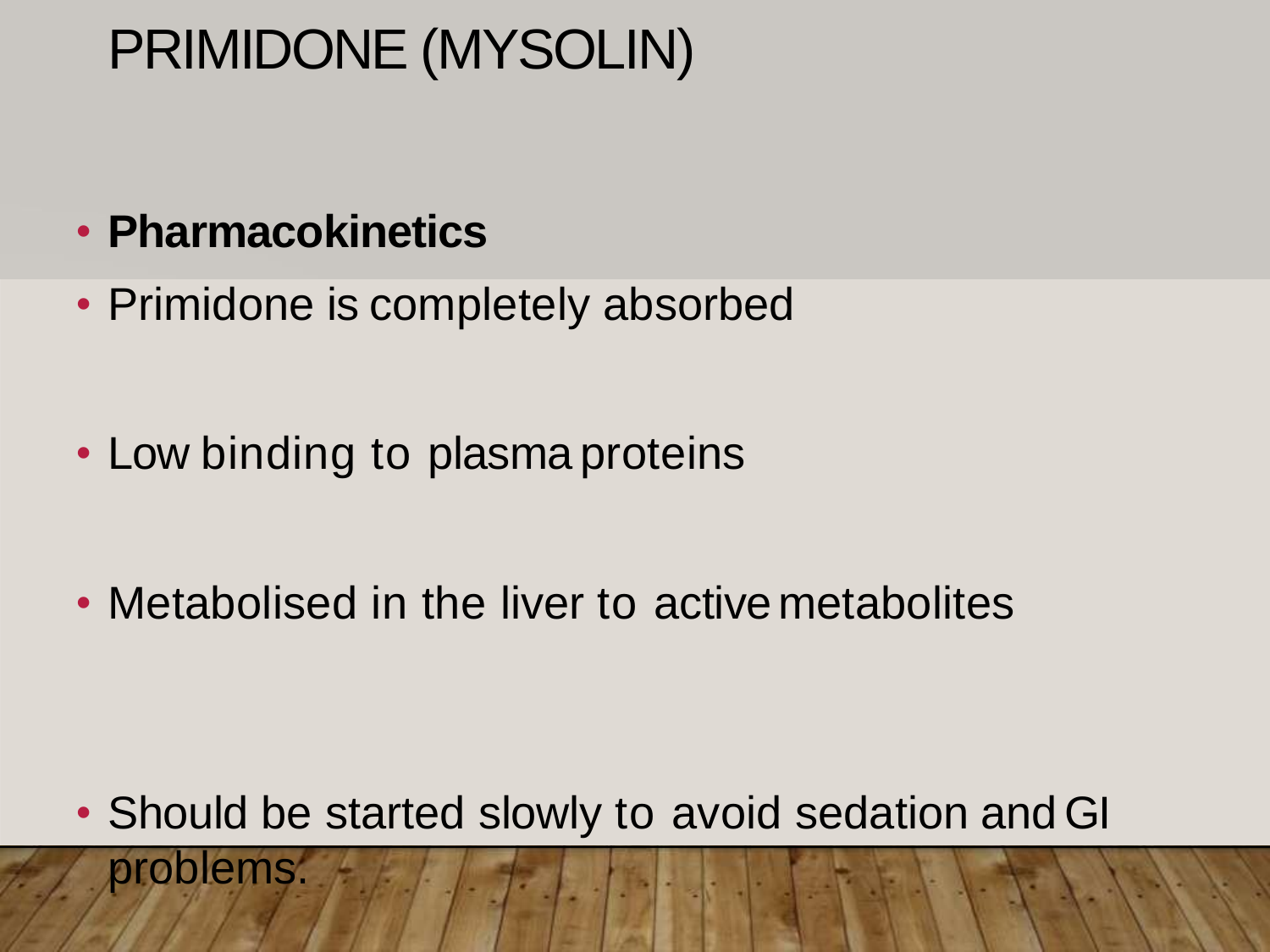# PRIMIDONE (MYSOLIN)

- **Pharmacokinetics**
- Primidone is completely absorbed
- Low binding to plasma proteins
- Metabolised in the liver to active metabolites
- Should be started slowly to avoid sedation and GI problems.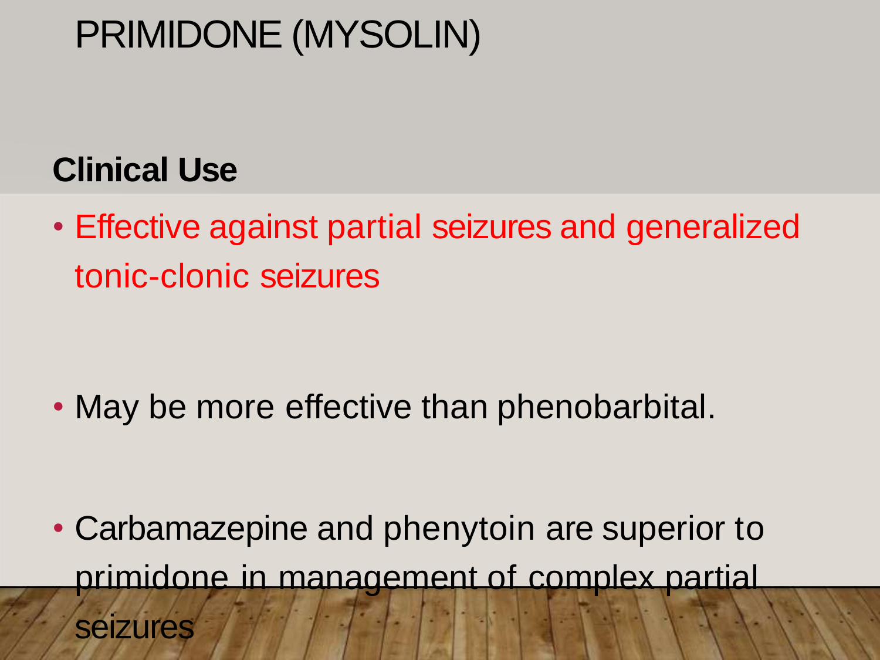# PRIMIDONE (MYSOLIN)

## Clinical Use

- Effective against partial seizures and generalized tonic-clonic seizures

- May be more effective than phenobarbital.

- Carbamazepine and phenytoin are superior to primidone in management of complex partial seizures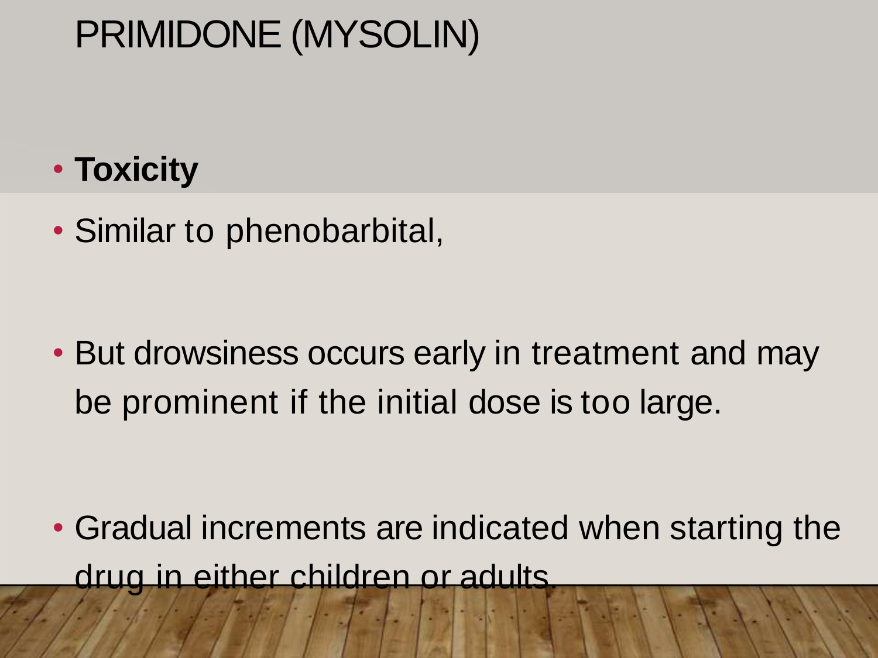# PRIMIDONE (MYSOLIN)

- **Toxicity**
- Similar to phenobarbital,
- But drowsiness occurs early in treatment and may be prominent if the initial dose is too large.
- Gradual increments are indicated when starting the drug in either children or adults.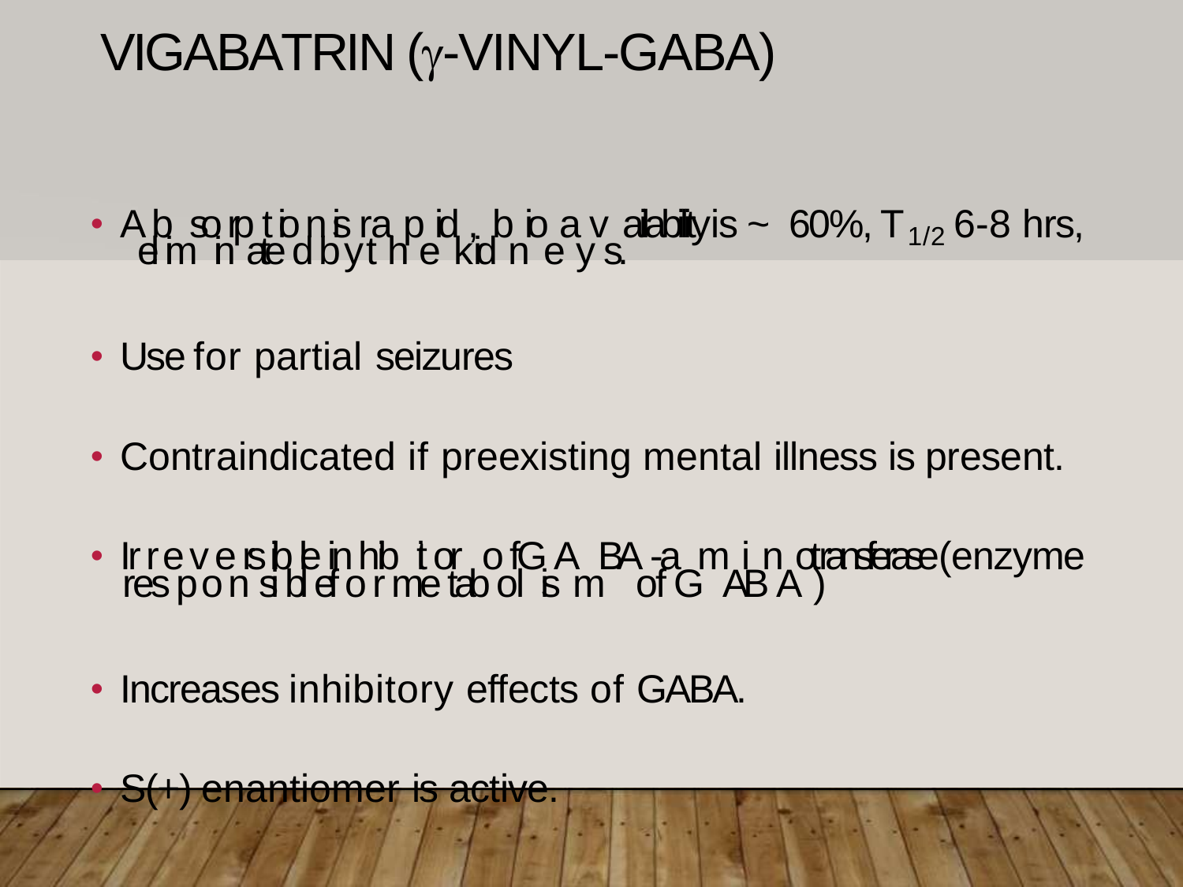# VIGABATRIN (γ-VINYL-GABA)

- Absorption is rapid, bioavailability is ~ 60%, $T_{1/2}$ 6-8 hrs, eliminated by the kidneys.
- Use for partial seizures
- Contraindicated if preexisting mental illness is present.
- Irreversible inhibitor of GABA-aminotransferase (enzyme responsible for metabolism of GABA)
- Increases inhibitory effects of GABA.
- S(+) enantiomer is active.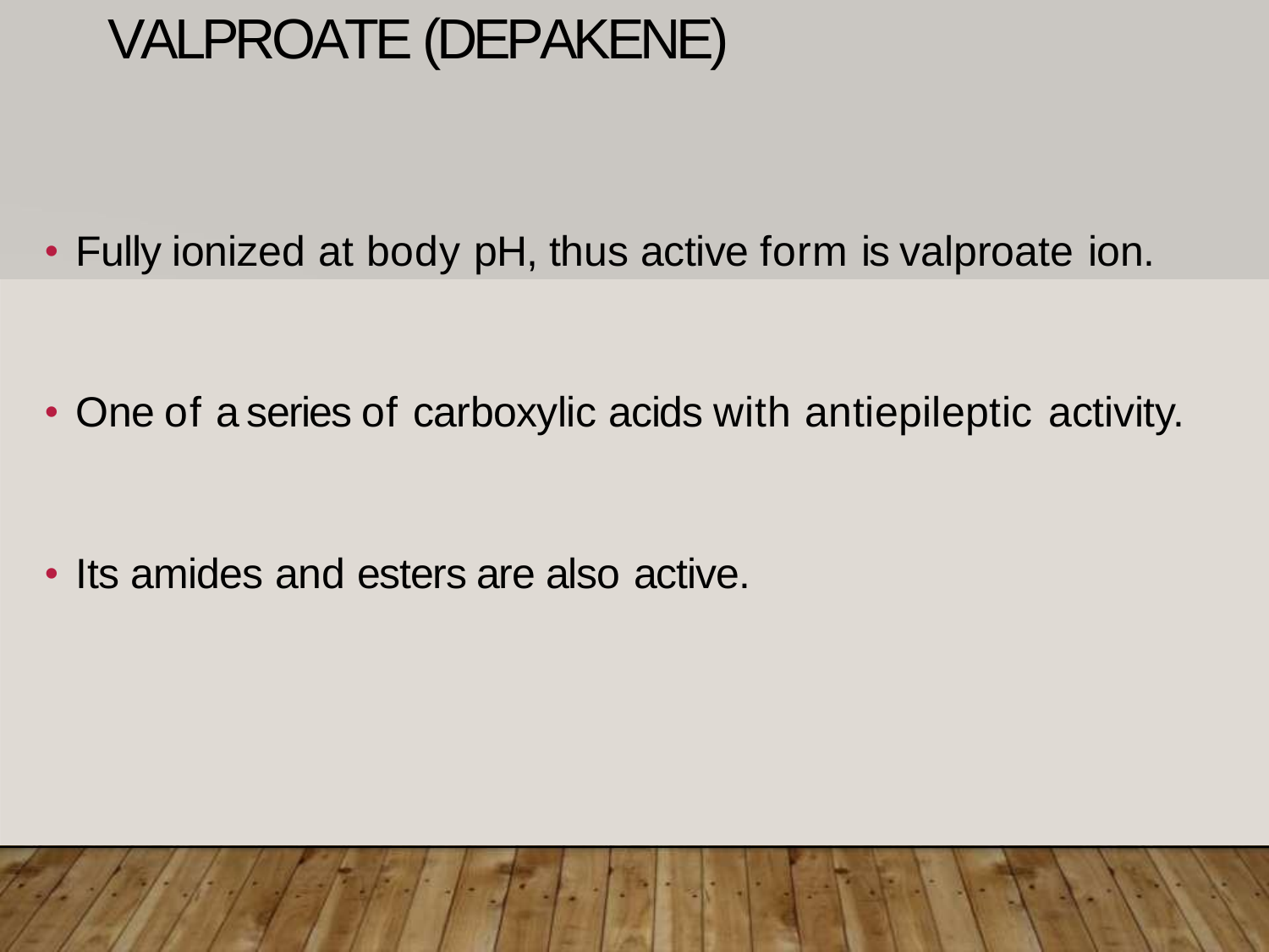# VALPROATE (DEPAKENE)

- Fully ionized at body pH, thus active form is valproate ion.
- One of a series of carboxylic acids with antiepileptic activity.
- Its amides and esters are also active.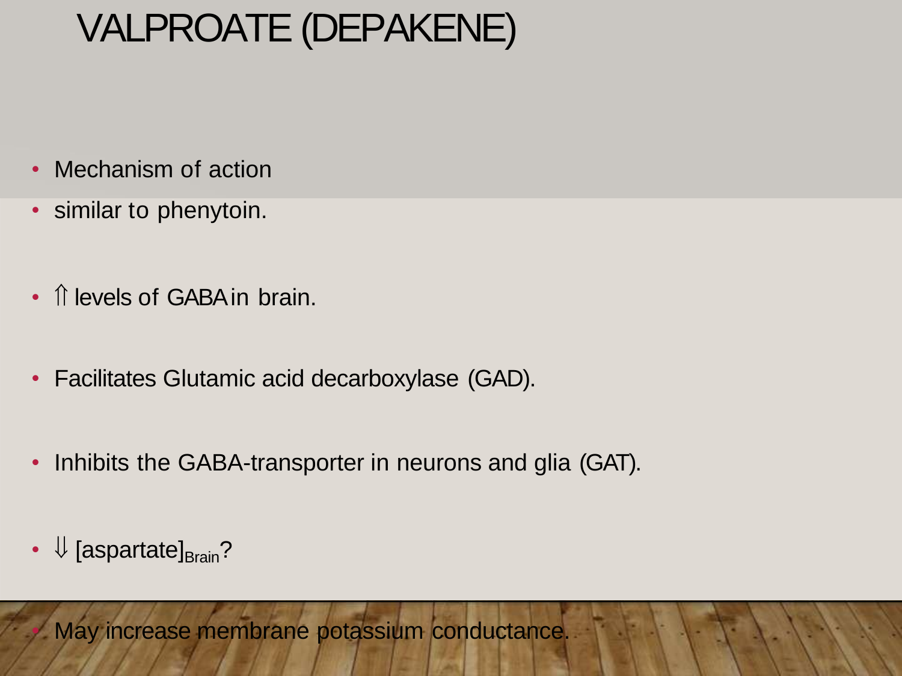# VALPROATE (DEPAKENE)

- Mechanism of action
- similar to phenytoin.
- ⇑ levels of GABA in brain.
- Facilitates Glutamic acid decarboxylase (GAD).
- Inhibits the GABA-transporter in neurons and glia (GAT).
- ⇓ $[\text{aspartate}]_{\text{Brain}}$?
- May increase membrane potassium conductance.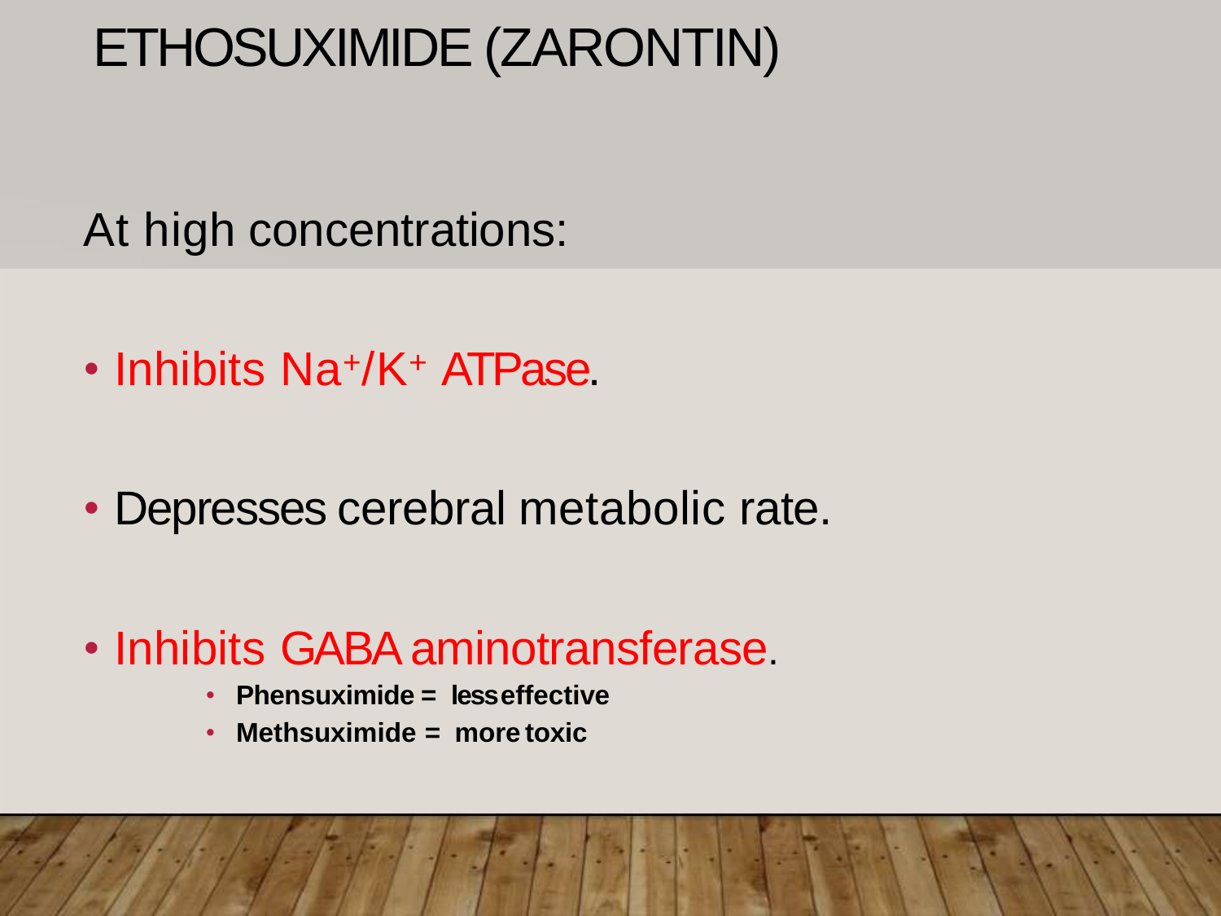# ETHOSUXIMIDE (ZARONTIN)

At high concentrations:

- Inhibits $Na^+/K^+$ ATPase.
- Depresses cerebral metabolic rate.
- Inhibits GABA aminotransferase.
  - **Phensuximide = less effective**
  - **Methsuximide = more toxic**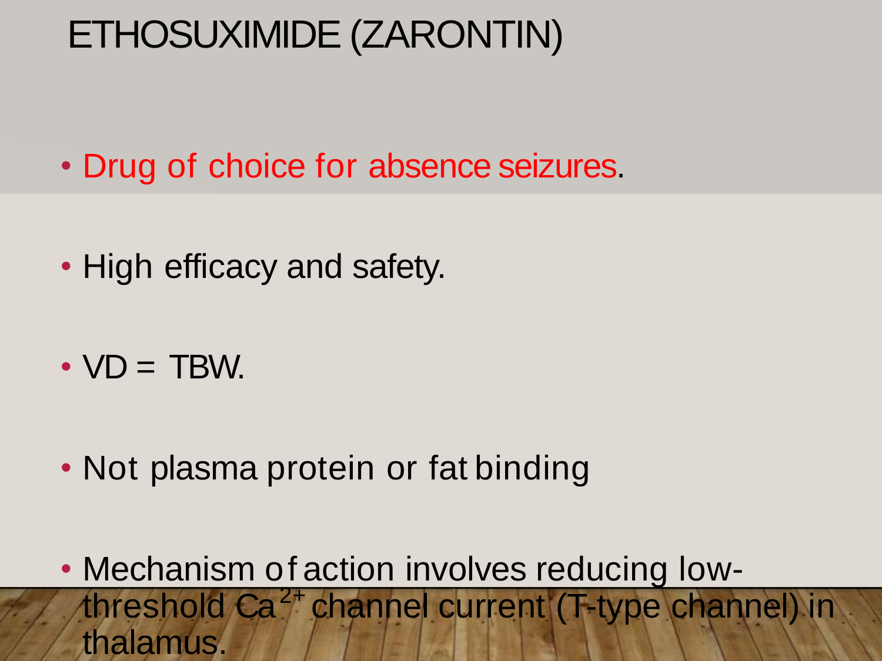# ETHOSUXIMIDE (ZARONTIN)

- Drug of choice for absence seizures.
- High efficacy and safety.
- VD = TBW.
- Not plasma protein or fat binding
- Mechanism of action involves reducing low-threshold $Ca^{2+}$ channel current (T-type channel) in thalamus.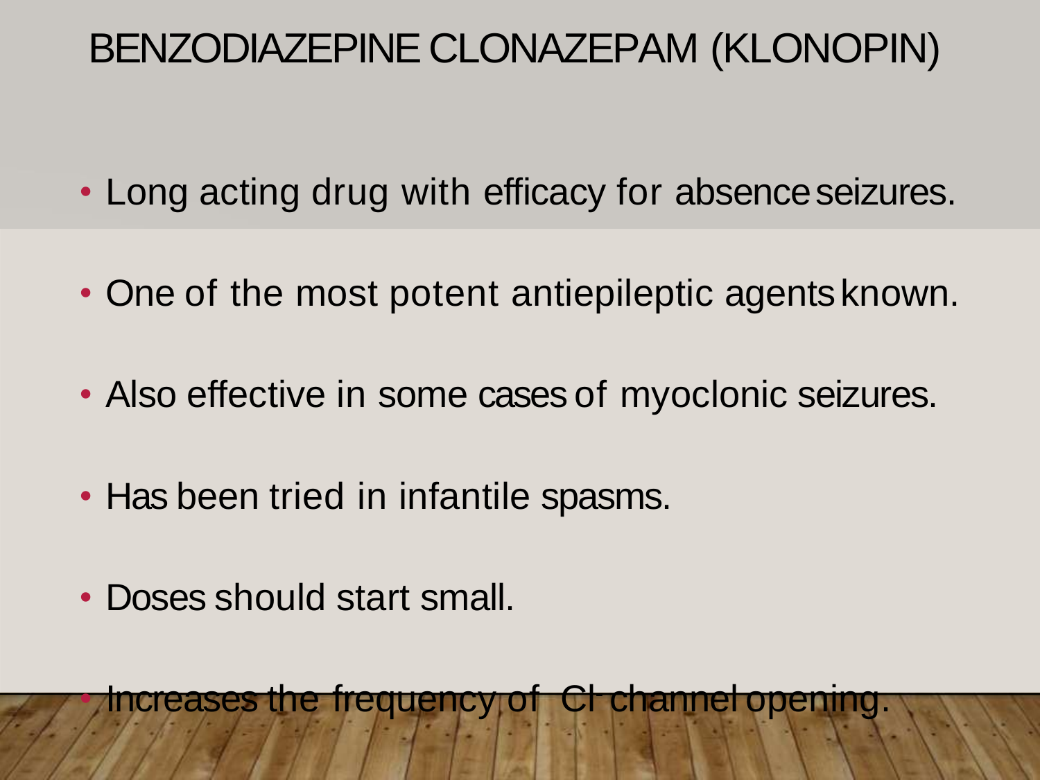# BENZODIAZEPINE CLONAZEPAM (KLONOPIN)

- Long acting drug with efficacy for absence seizures.
- One of the most potent antiepileptic agents known.
- Also effective in some cases of myoclonic seizures.
- Has been tried in infantile spasms.
- Doses should start small.
- Increases the frequency of $Cl^-$ channel opening.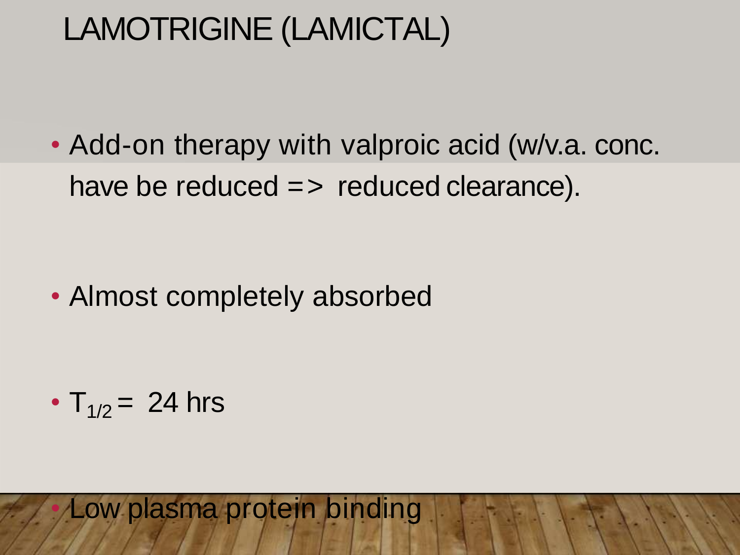# LAMOTRIGINE (LAMICTAL)

- Add-on therapy with valproic acid (w/v.a. conc. have be reduced => reduced clearance).

- Almost completely absorbed

- $T_{1/2}$ = 24 hrs

- Low plasma protein binding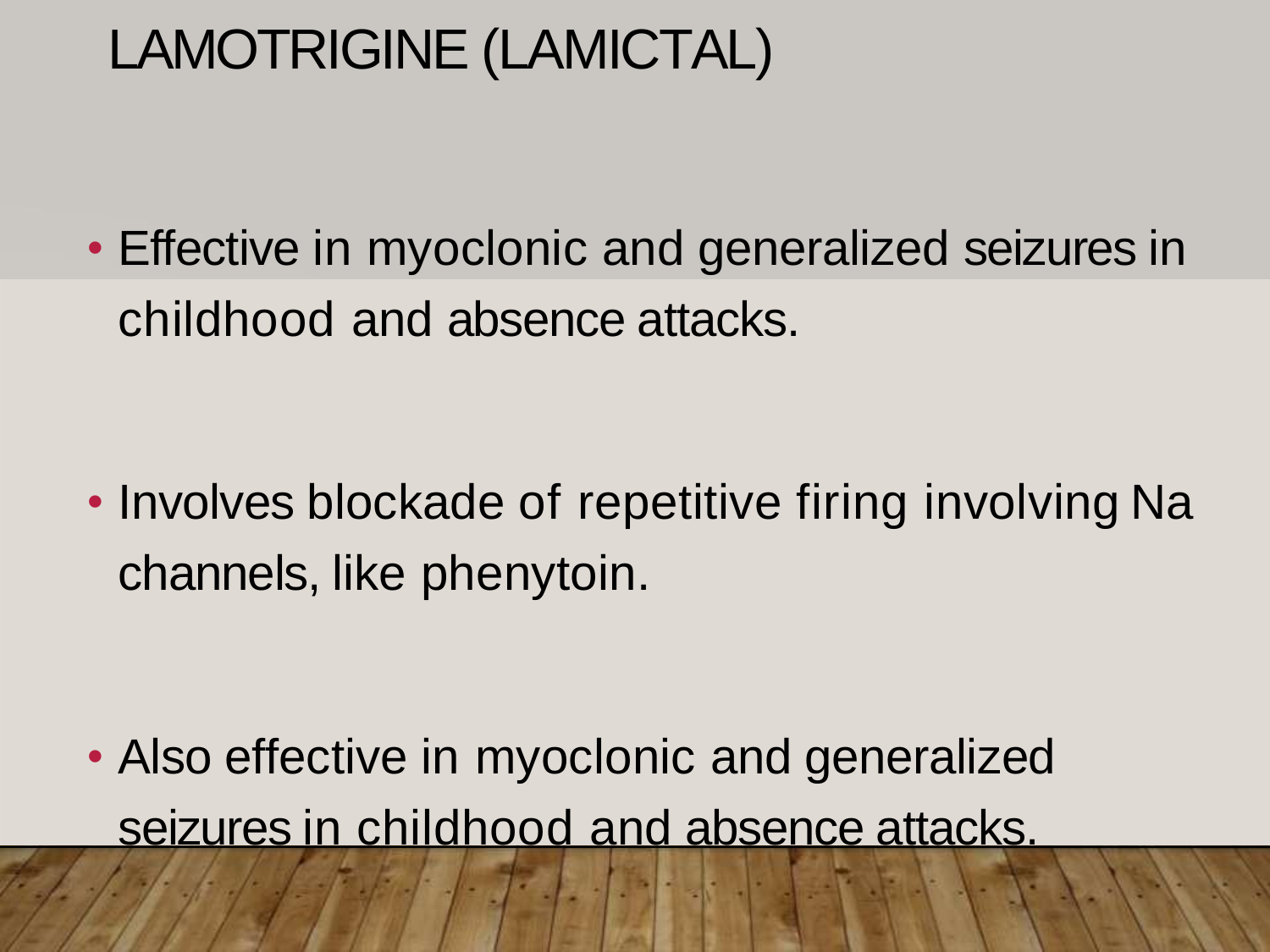# LAMOTRIGINE (LAMICTAL)

- Effective in myoclonic and generalized seizures in childhood and absence attacks.
- Involves blockade of repetitive firing involving Na channels, like phenytoin.
- Also effective in myoclonic and generalized seizures in childhood and absence attacks.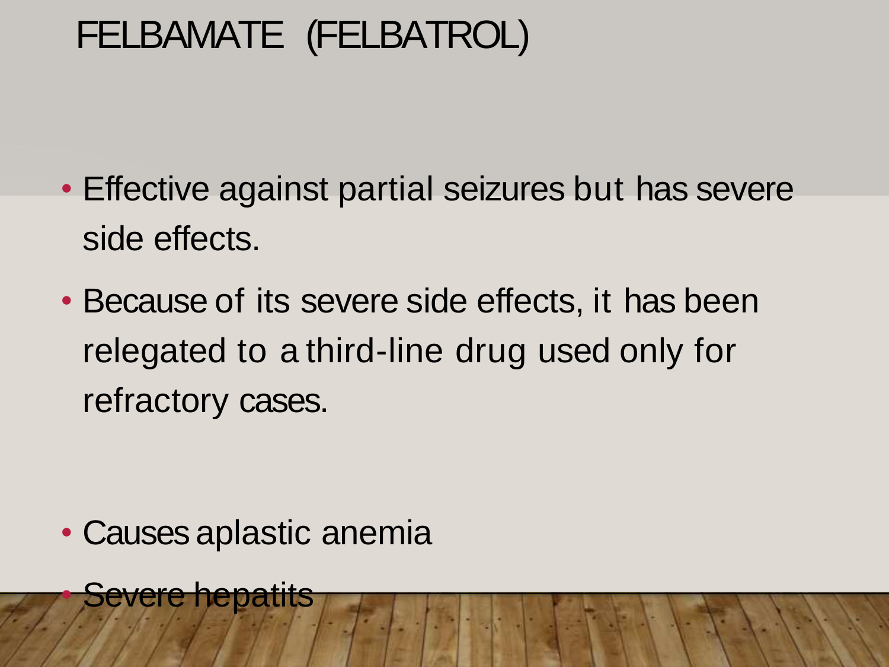# FELBAMATE (FELBATROL)

- Effective against partial seizures but has severe side effects.
- Because of its severe side effects, it has been relegated to a third-line drug used only for refractory cases.

- Causes aplastic anemia
- Severe hepatits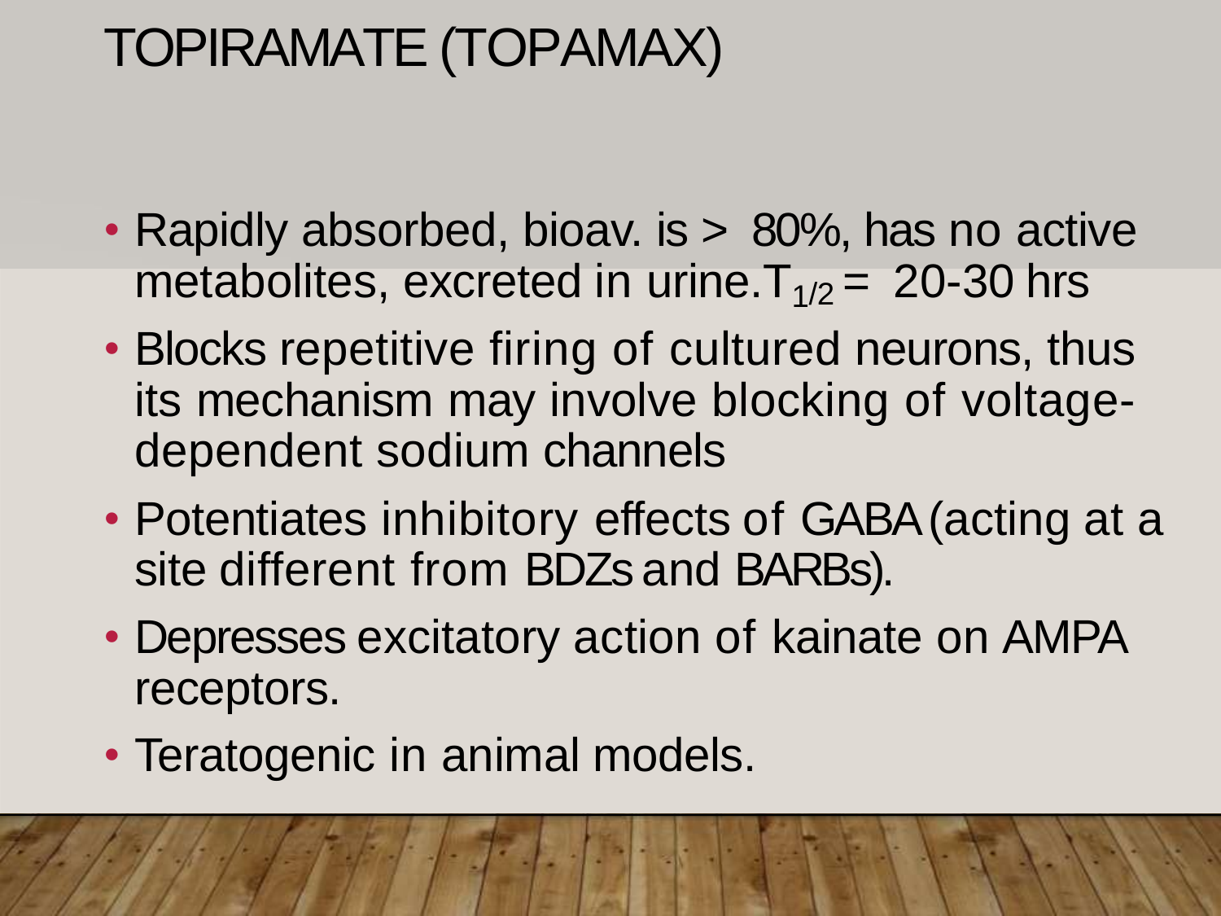# TOPIRAMATE (TOPAMAX)

- Rapidly absorbed, bioav. is > 80%, has no active metabolites, excreted in urine. $T_{1/2}$ = 20-30 hrs
- Blocks repetitive firing of cultured neurons, thus its mechanism may involve blocking of voltage-dependent sodium channels
- Potentiates inhibitory effects of GABA (acting at a site different from BDZs and BARBs).
- Depresses excitatory action of kainate on AMPA receptors.
- Teratogenic in animal models.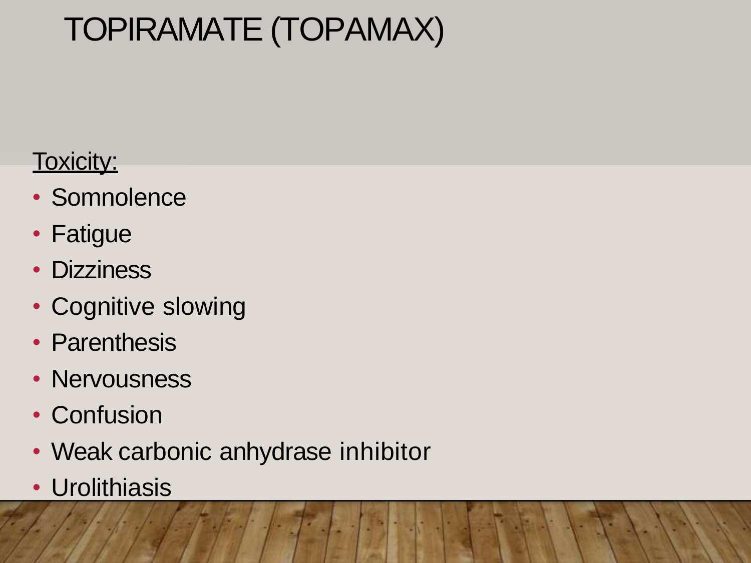# TOPIRAMATE (TOPAMAX)

Toxicity:

- Somnolence
- Fatigue
- Dizziness
- Cognitive slowing
- Parenthesis
- Nervousness
- Confusion
- Weak carbonic anhydrase inhibitor
- Urolithiasis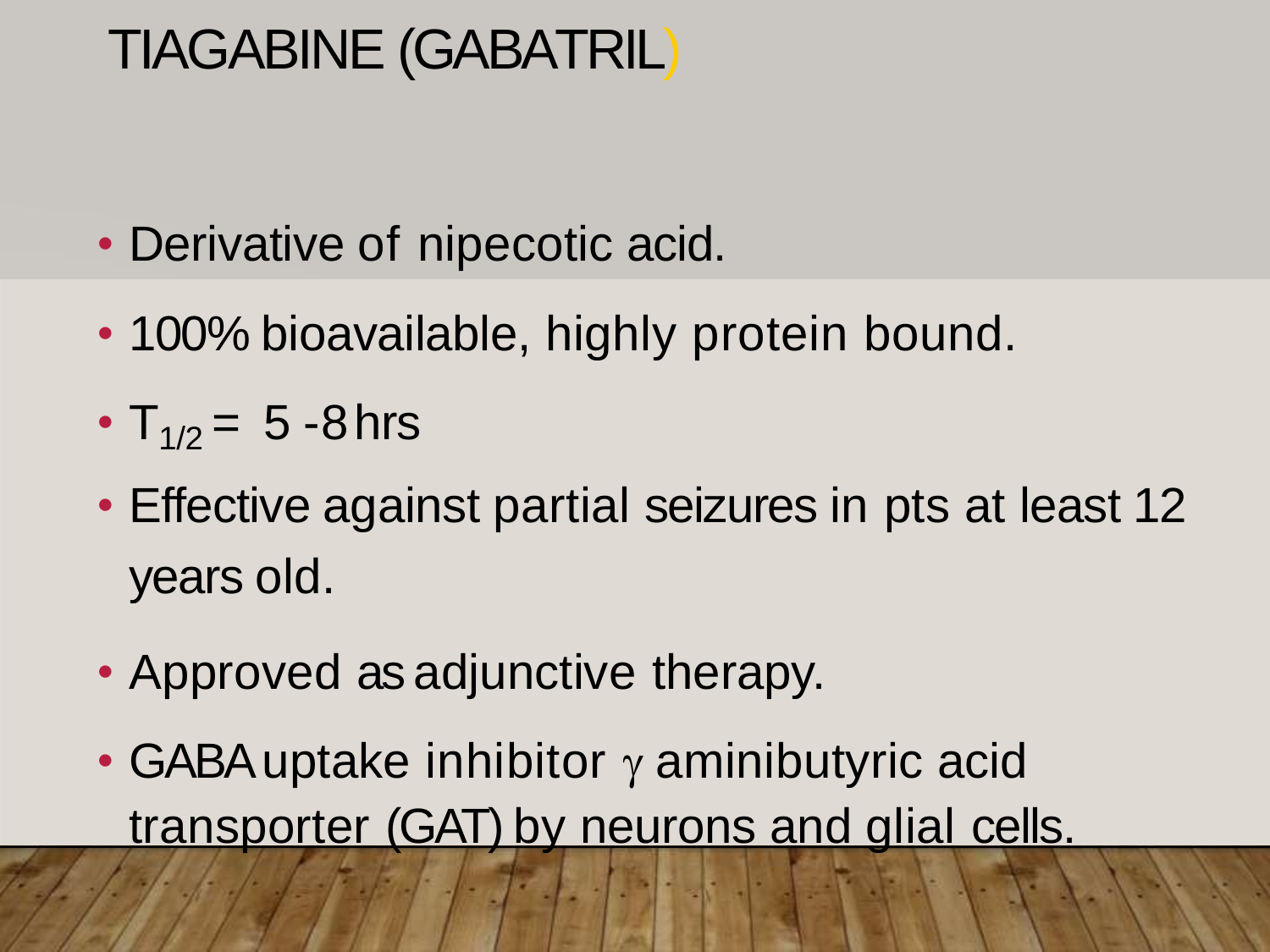# TIAGABINE (GABATRIL)

- Derivative of nipecotic acid.
- 100% bioavailable, highly protein bound.
- $T_{1/2}$ = 5 -8 hrs
- Effective against partial seizures in pts at least 12 years old.
- Approved as adjunctive therapy.
- GABA uptake inhibitor $\gamma$ aminibutyric acid transporter (GAT) by neurons and glial cells.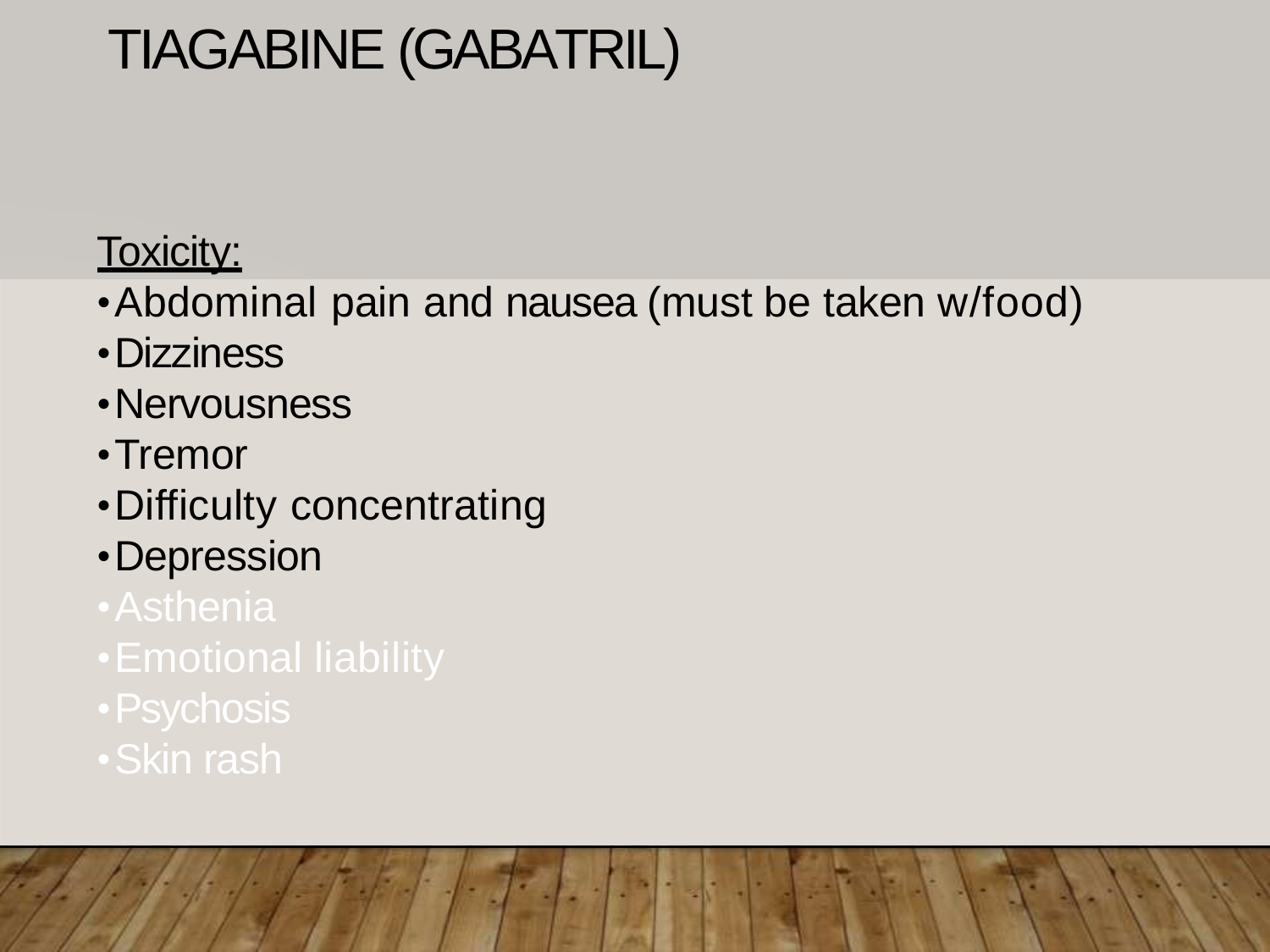# TIAGABINE (GABATRIL)

Toxicity:

- Abdominal pain and nausea (must be taken w/food)
- Dizziness
- Nervousness
- Tremor
- Difficulty concentrating
- Depression
- Asthenia
- Emotional liability
- Psychosis
- Skin rash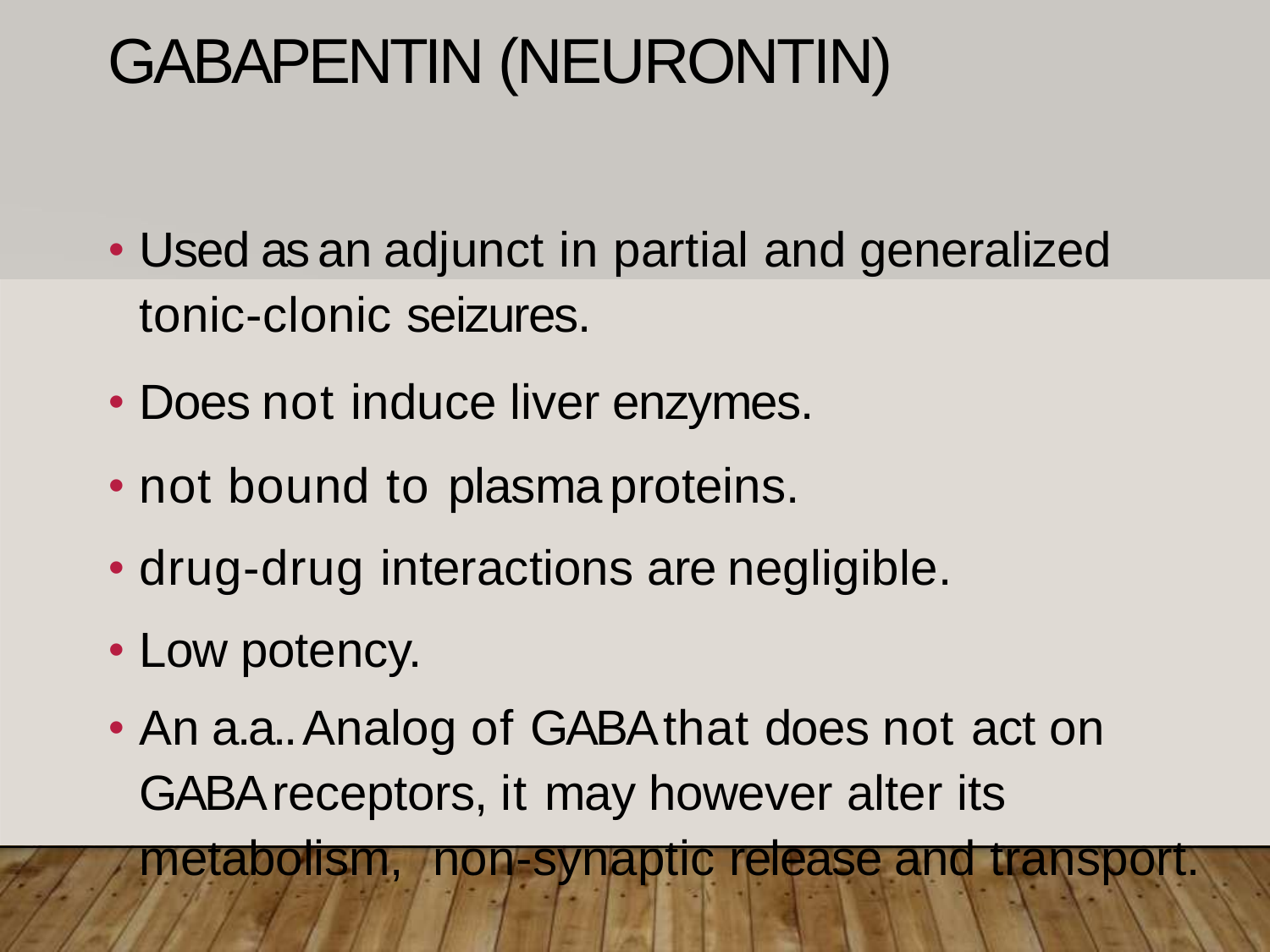# GABAPENTIN (NEURONTIN)

- Used as an adjunct in partial and generalized tonic-clonic seizures.
- Does not induce liver enzymes.
- not bound to plasma proteins.
- drug-drug interactions are negligible.
- Low potency.
- An a.a.. Analog of GABA that does not act on GABA receptors, it may however alter its metabolism, non-synaptic release and transport.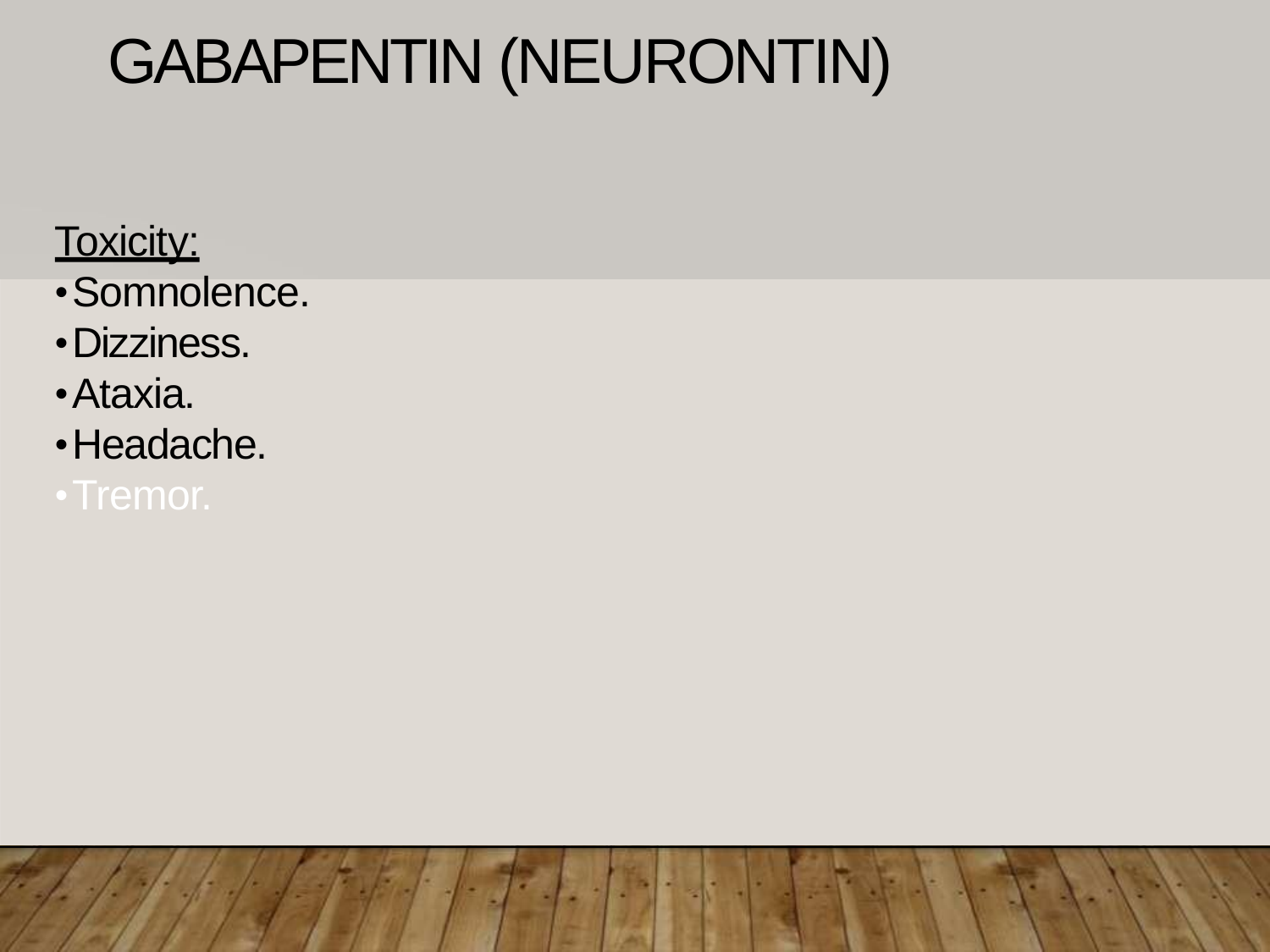# GABAPENTIN (NEURONTIN)

<u>Toxicity:</u>

- Somnolence.
- Dizziness.
- Ataxia.
- Headache.
- Tremor.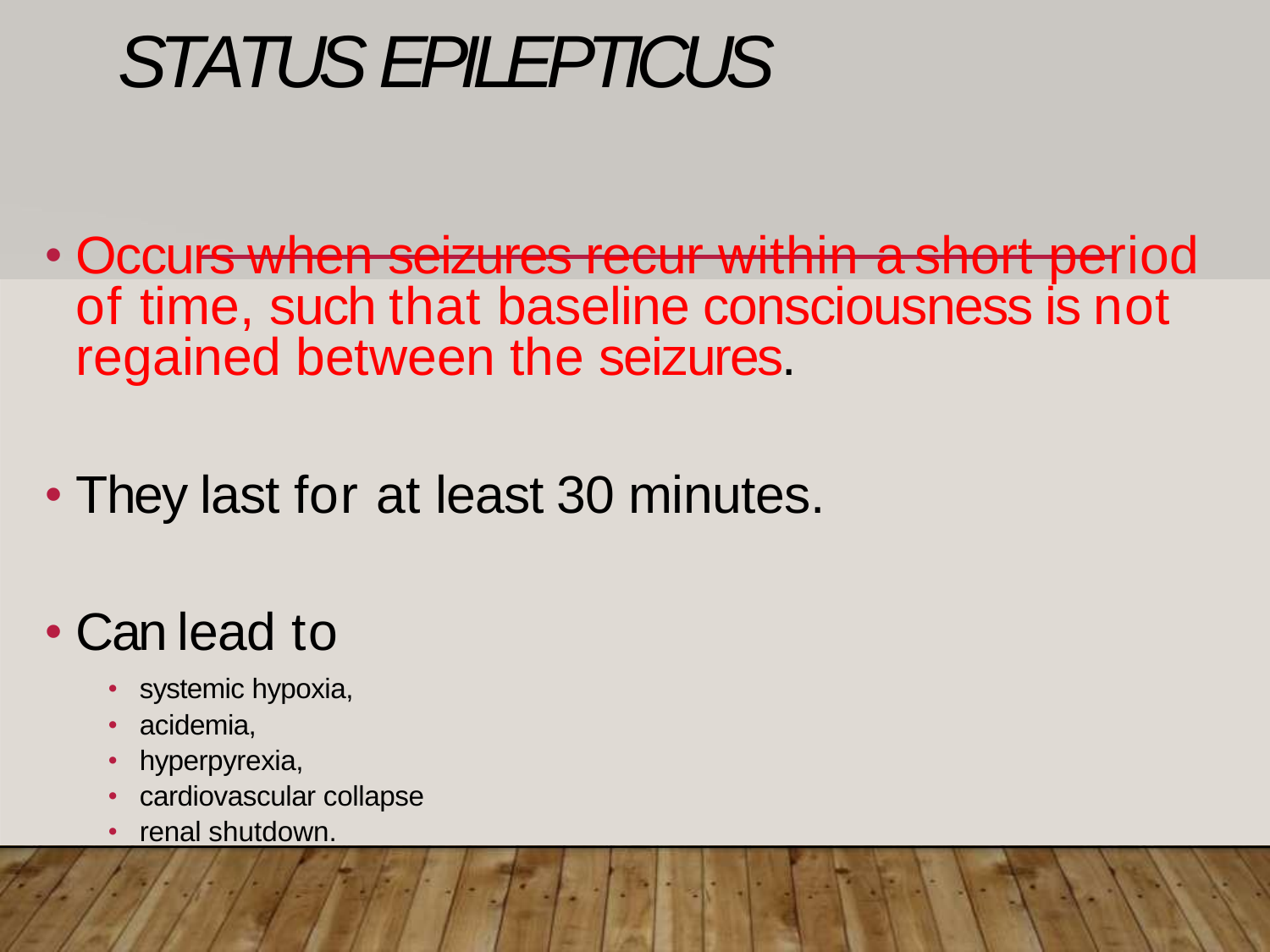# STATUS EPILEPTICUS

- Occurs when seizures recur within a short period of time, such that baseline consciousness is not regained between the seizures.

- They last for at least 30 minutes.

- Can lead to
  - systemic hypoxia,
  - acidemia,
  - hyperpyrexia,
  - cardiovascular collapse
  - renal shutdown.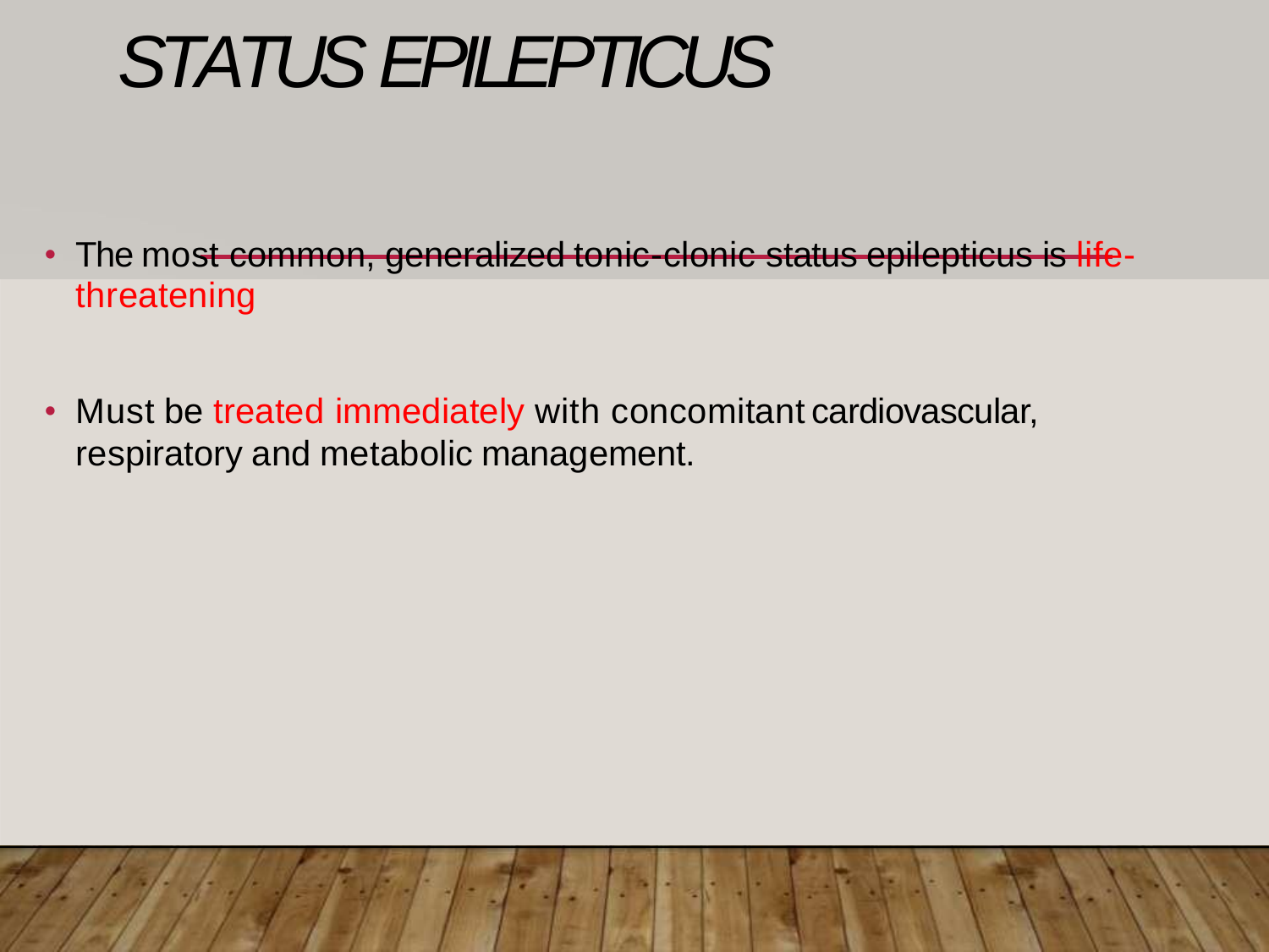# STATUS EPILEPTICUS

- The most common, generalized tonic-clonic status epilepticus is life-threatening

- Must be treated immediately with concomitant cardiovascular, respiratory and metabolic management.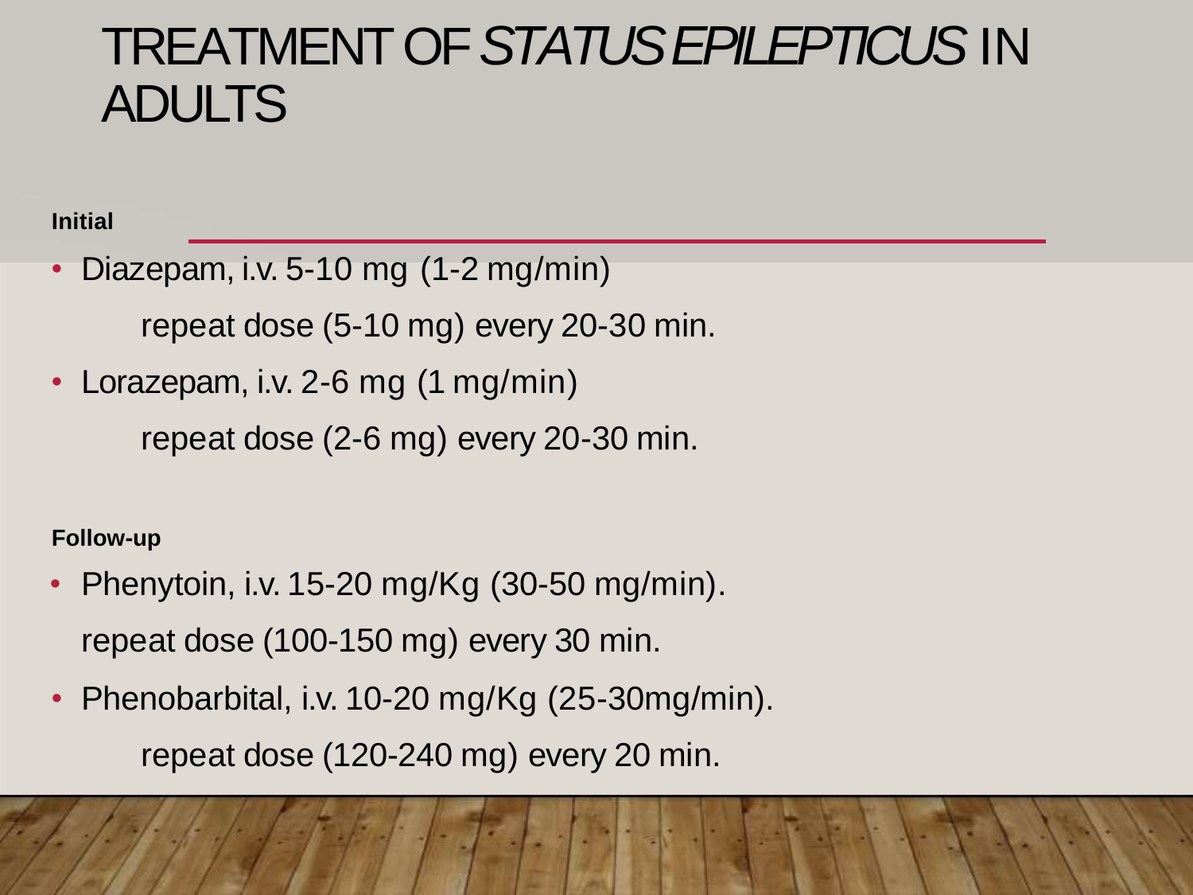# TREATMENT OF *STATUS EPILEPTICUS* IN ADULTS

**Initial**

- Diazepam, i.v. 5-10 mg (1-2 mg/min)

  repeat dose (5-10 mg) every 20-30 min.

- Lorazepam, i.v. 2-6 mg (1 mg/min)

  repeat dose (2-6 mg) every 20-30 min.

**Follow-up**

- Phenytoin, i.v. 15-20 mg/Kg (30-50 mg/min).

  repeat dose (100-150 mg) every 30 min.

- Phenobarbital, i.v. 10-20 mg/Kg (25-30mg/min).

  repeat dose (120-240 mg) every 20 min.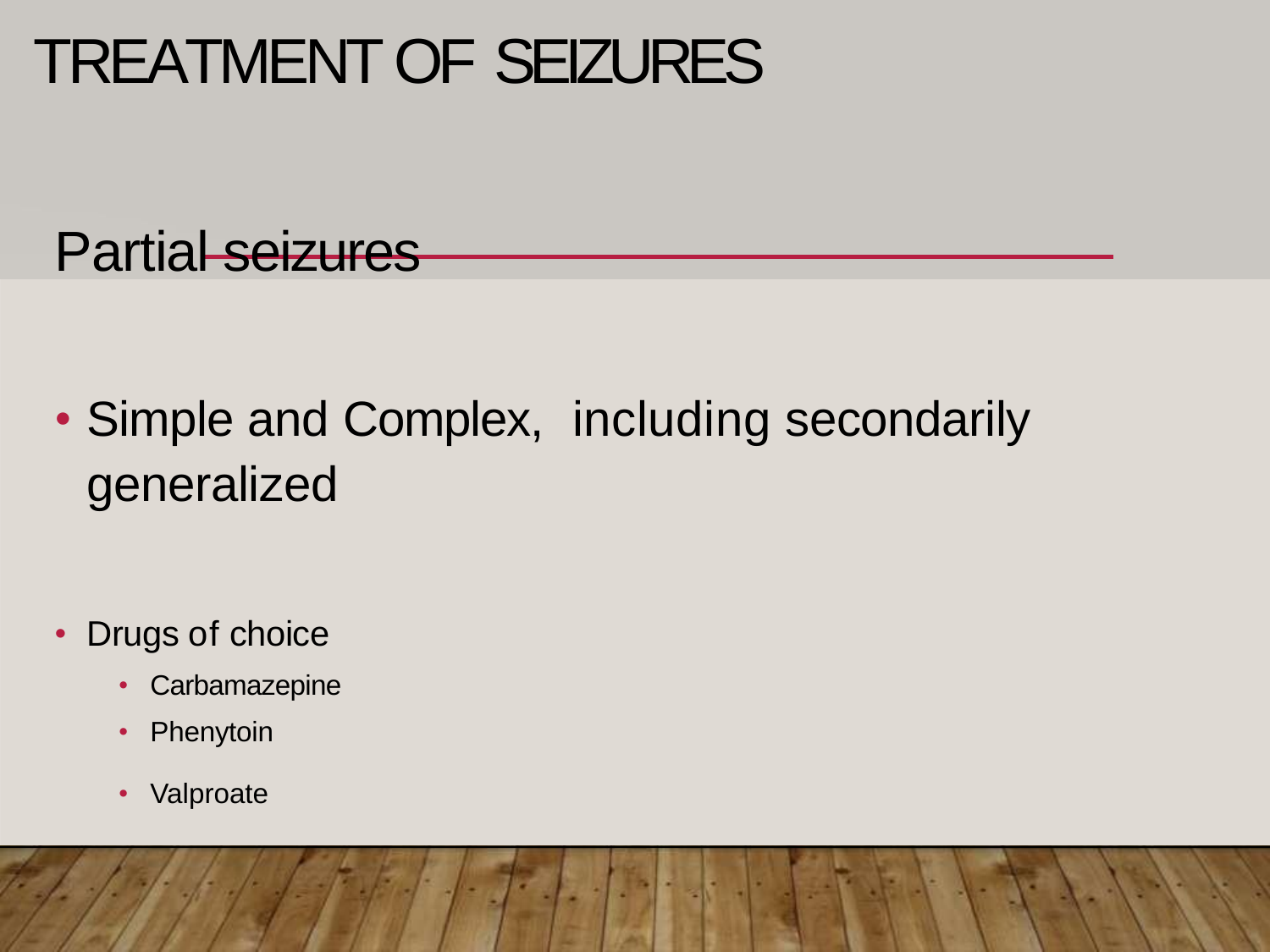# TREATMENT OF SEIZURES

## Partial seizures

- Simple and Complex, including secondarily generalized

- Drugs of choice
  - Carbamazepine
  - Phenytoin
  - Valproate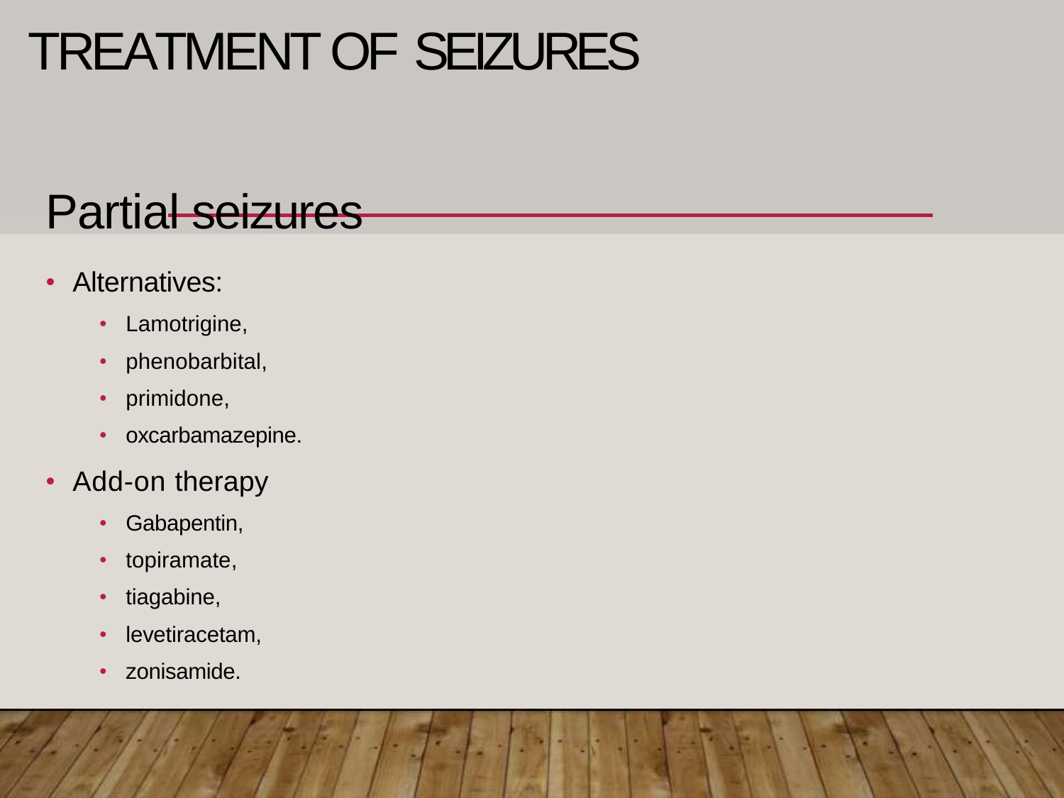# TREATMENT OF SEIZURES

## Partial seizures

- Alternatives:
  - Lamotrigine,
  - phenobarbital,
  - primidone,
  - oxcarbamazepine.
- Add-on therapy
  - Gabapentin,
  - topiramate,
  - tiagabine,
  - levetiracetam,
  - zonisamide.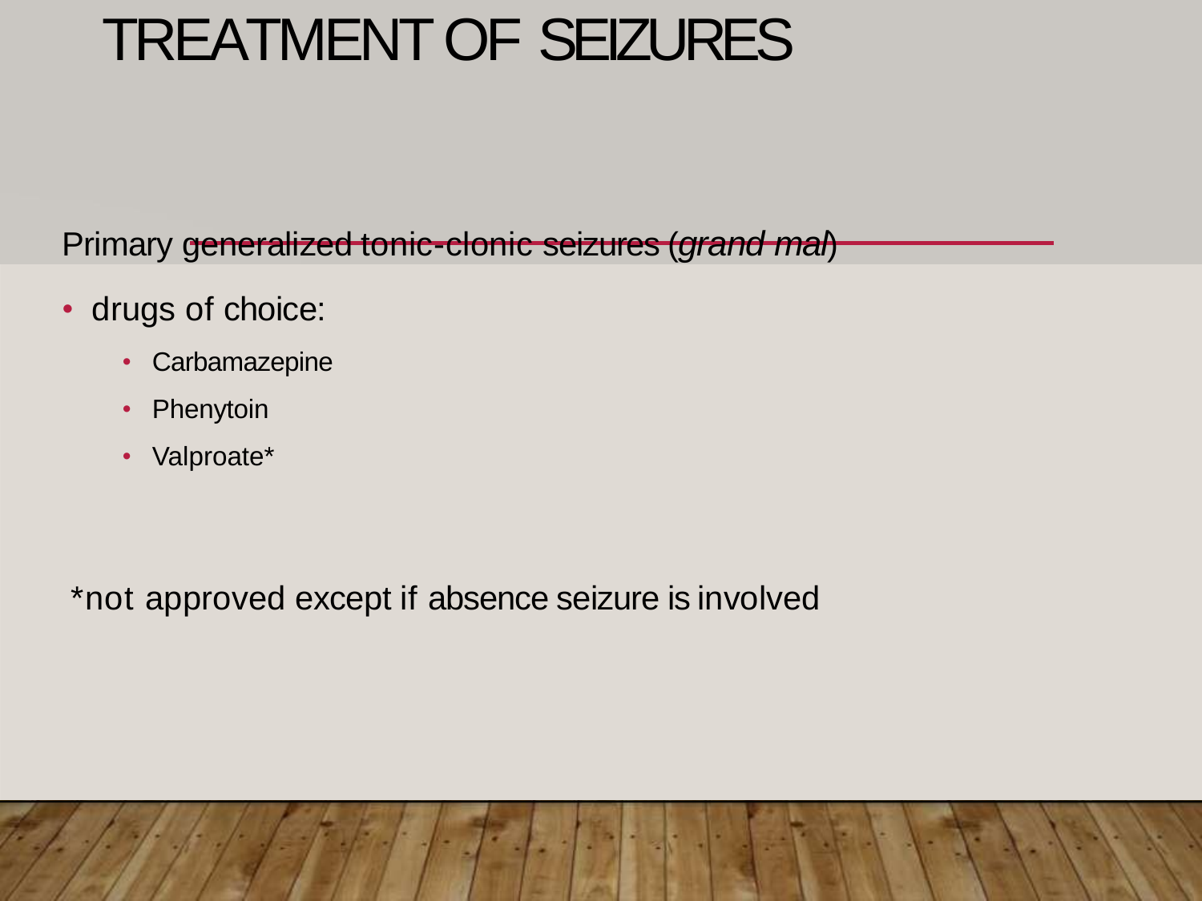# TREATMENT OF SEIZURES

Primary generalized tonic-clonic seizures (*grand mal*)

- drugs of choice:
  - Carbamazepine
  - Phenytoin
  - Valproate*

*not approved except if absence seizure is involved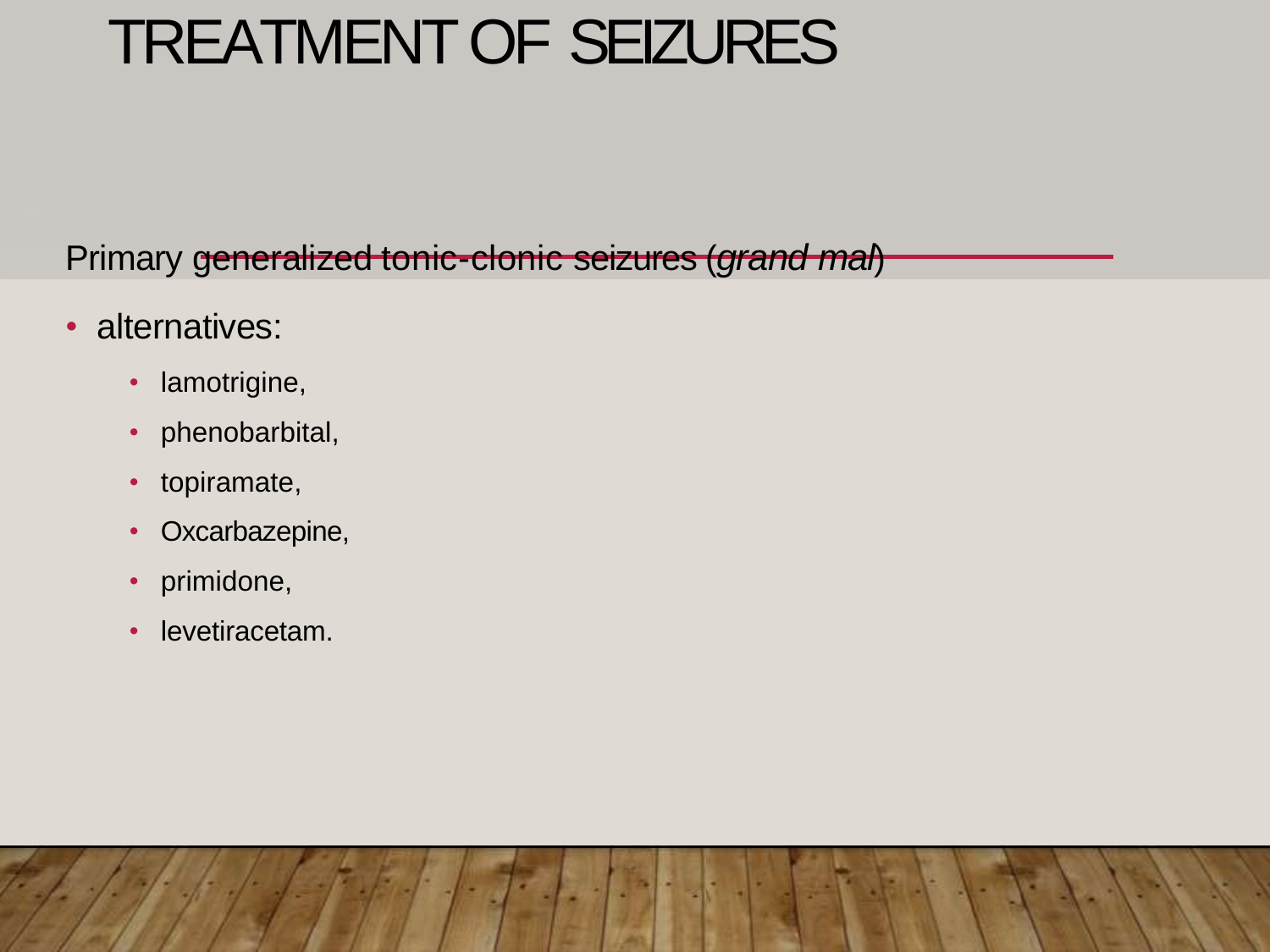# TREATMENT OF SEIZURES

Primary generalized tonic-clonic seizures (*grand mal*)

- alternatives:
  - lamotrigine,
  - phenobarbital,
  - topiramate,
  - Oxcarbazepine,
  - primidone,
  - levetiracetam.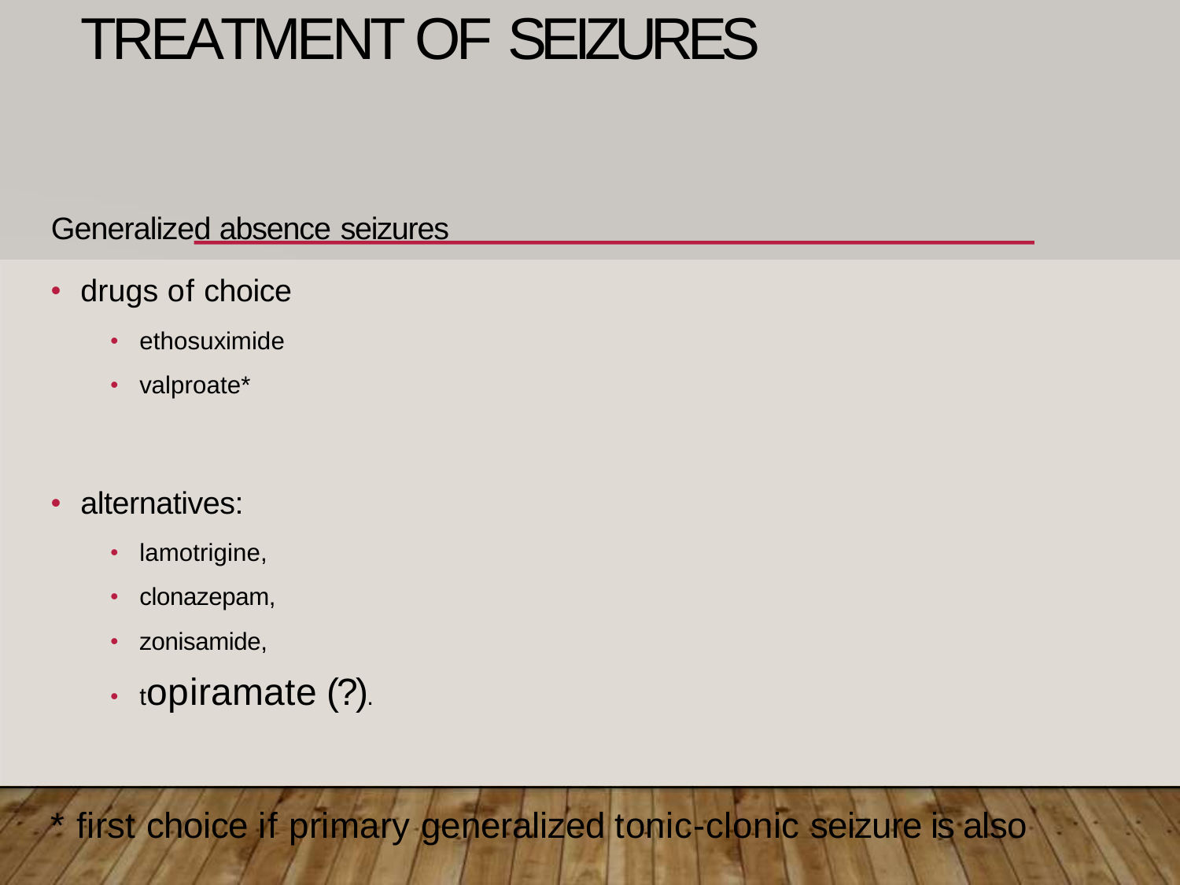# TREATMENT OF SEIZURES

## Generalized absence seizures

- drugs of choice
  - ethosuximide
  - valproate*
- alternatives:
  - lamotrigine,
  - clonazepam,
  - zonisamide,
  - topiramate (?).

* first choice if primary generalized tonic-clonic seizure is also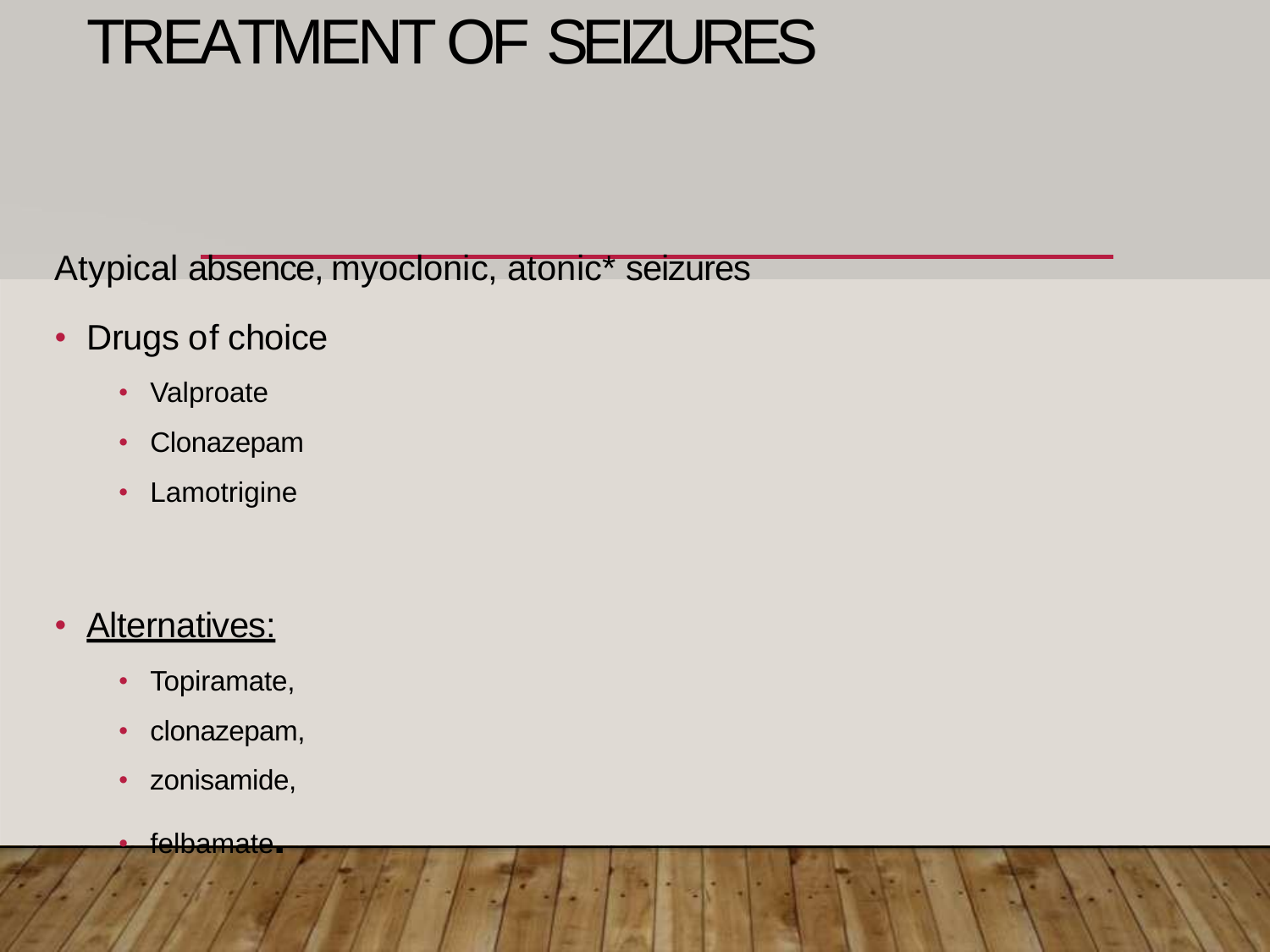# TREATMENT OF SEIZURES

Atypical absence, myoclonic, atonic* seizures

- Drugs of choice
  - Valproate
  - Clonazepam
  - Lamotrigine

- <u>Alternatives:</u>
  - Topiramate,
  - clonazepam,
  - zonisamide,
  - felbamate.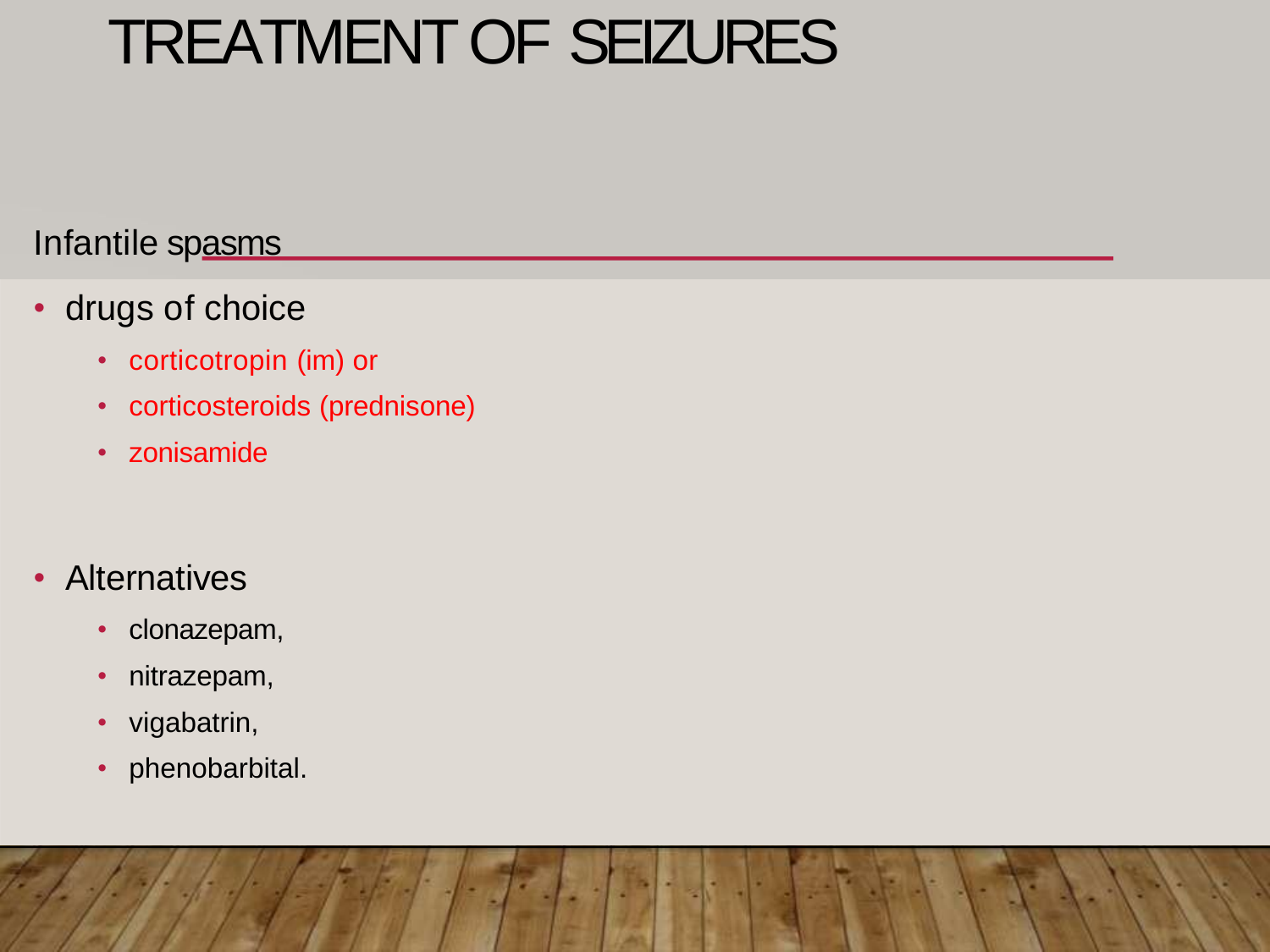# TREATMENT OF SEIZURES

## Infantile spasms

- drugs of choice
  - corticotropin (im) or
  - corticosteroids (prednisone)
  - zonisamide

- Alternatives
  - clonazepam,
  - nitrazepam,
  - vigabatrin,
  - phenobarbital.